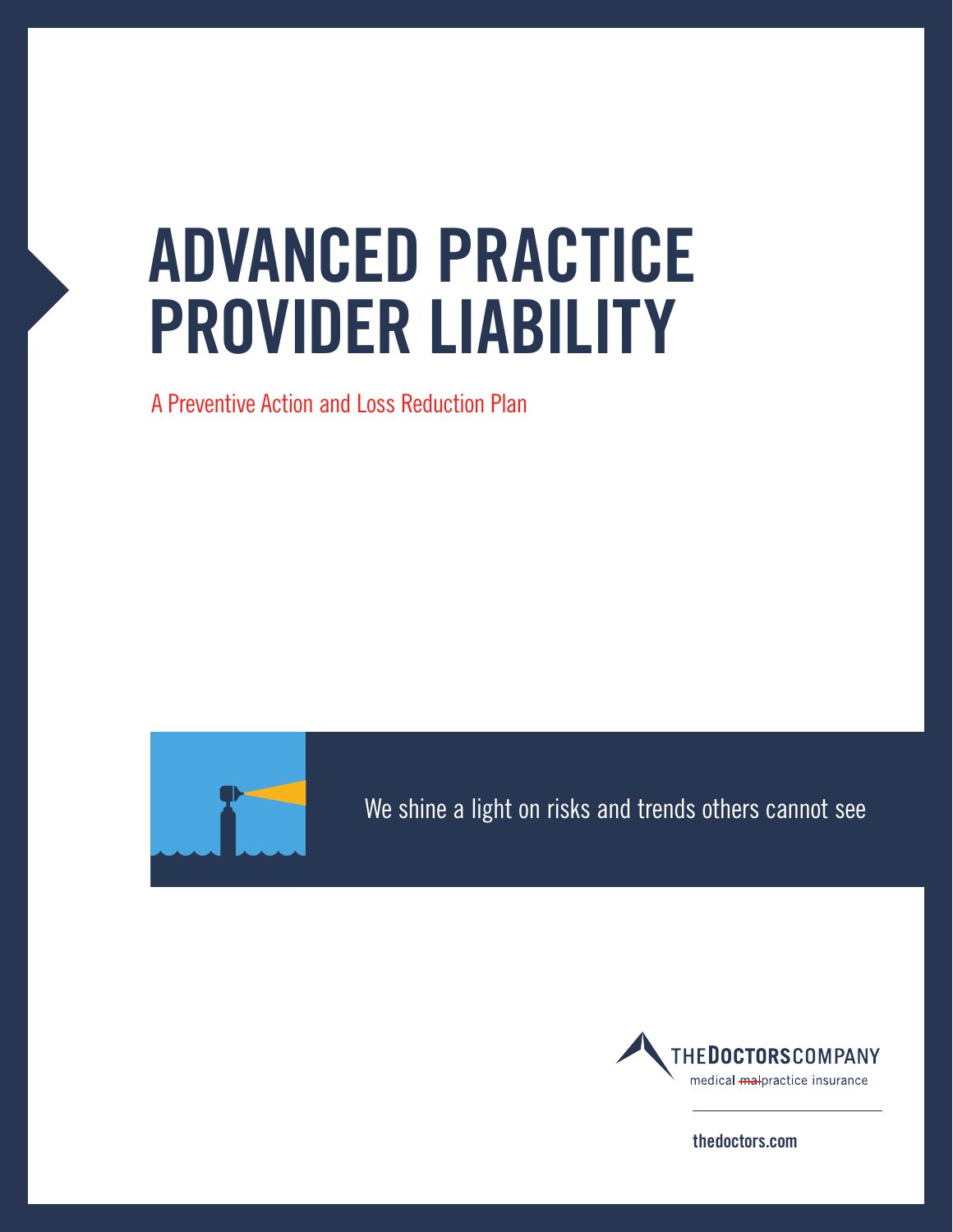# ADVANCED PRACTICE PROVIDER LIABILITY

A Preventive Action and Loss Reduction Plan

We shine a light on risks and trends others cannot see

THE DOCTORS COMPANY

medical malpractice insurance

thedoctors.com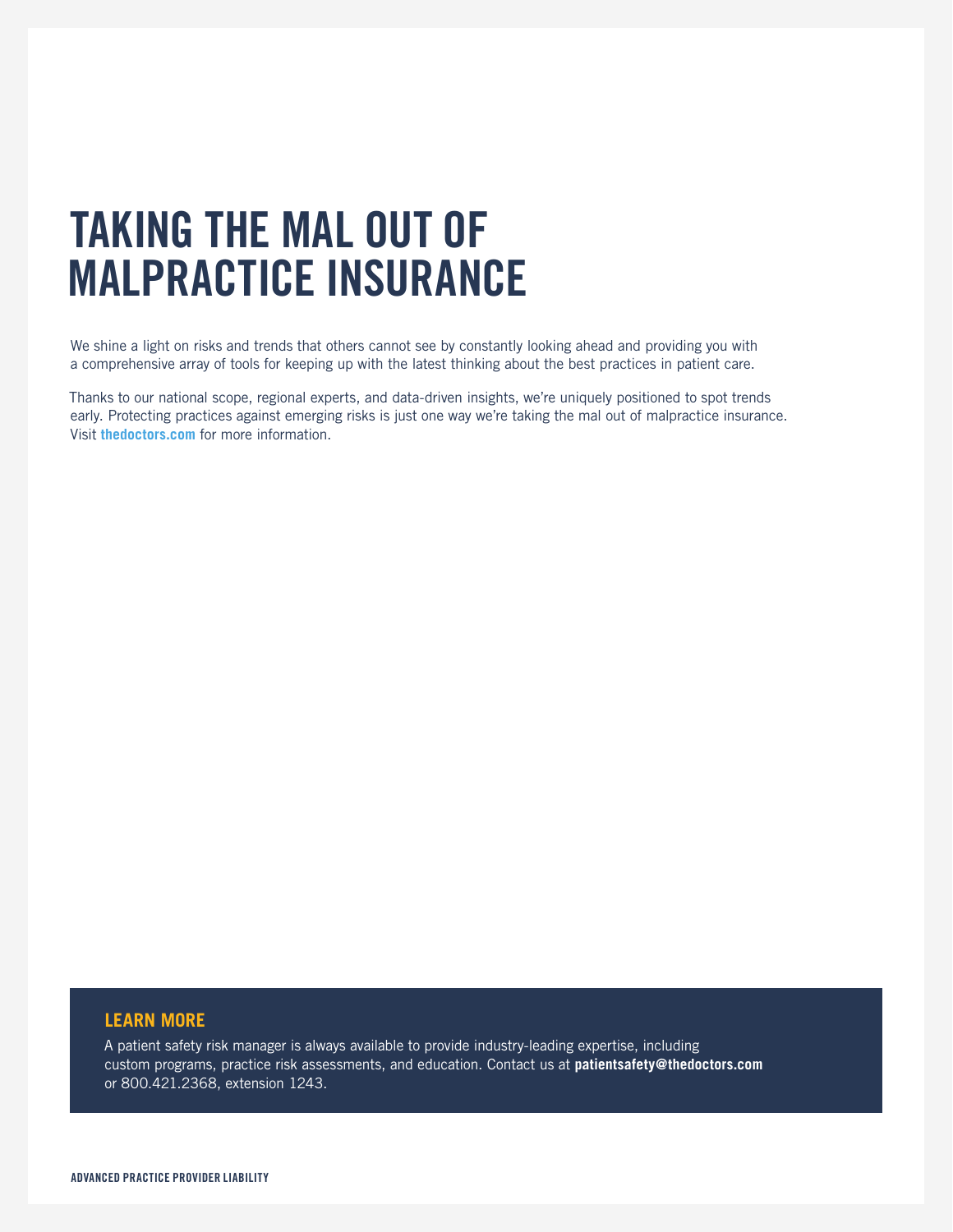# TAKING THE MAL OUT OF MALPRACTICE INSURANCE

We shine a light on risks and trends that others cannot see by constantly looking ahead and providing you with a comprehensive array of tools for keeping up with the latest thinking about the best practices in patient care.

Thanks to our national scope, regional experts, and data-driven insights, we're uniquely positioned to spot trends early. Protecting practices against emerging risks is just one way we're taking the mal out of malpractice insurance. Visit **thedoctors.com** for more information.

## LEARN MORE

A patient safety risk manager is always available to provide industry-leading expertise, including custom programs, practice risk assessments, and education. Contact us at **patientsafety@thedoctors.com** or 800.421.2368, extension 1243.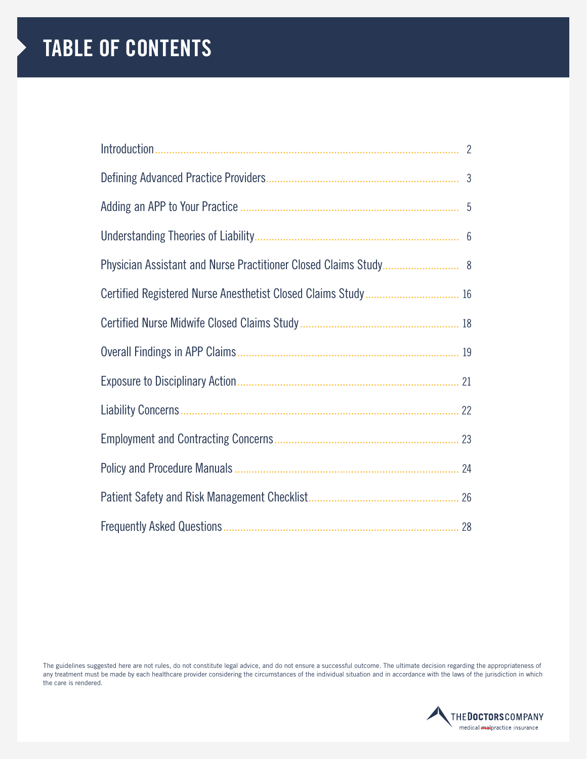# TABLE OF CONTENTS

| | |
|---|---|
| Introduction | 2 |
| Defining Advanced Practice Providers | 3 |
| Adding an APP to Your Practice | 5 |
| Understanding Theories of Liability | 6 |
| Physician Assistant and Nurse Practitioner Closed Claims Study | 8 |
| Certified Registered Nurse Anesthetist Closed Claims Study | 16 |
| Certified Nurse Midwife Closed Claims Study | 18 |
| Overall Findings in APP Claims | 19 |
| Exposure to Disciplinary Action | 21 |
| Liability Concerns | 22 |
| Employment and Contracting Concerns | 23 |
| Policy and Procedure Manuals | 24 |
| Patient Safety and Risk Management Checklist | 26 |
| Frequently Asked Questions | 28 |

The guidelines suggested here are not rules, do not constitute legal advice, and do not ensure a successful outcome. The ultimate decision regarding the appropriateness of any treatment must be made by each healthcare provider considering the circumstances of the individual situation and in accordance with the laws of the jurisdiction in which the care is rendered.

THE DOCTORS COMPANY
medical malpractice insurance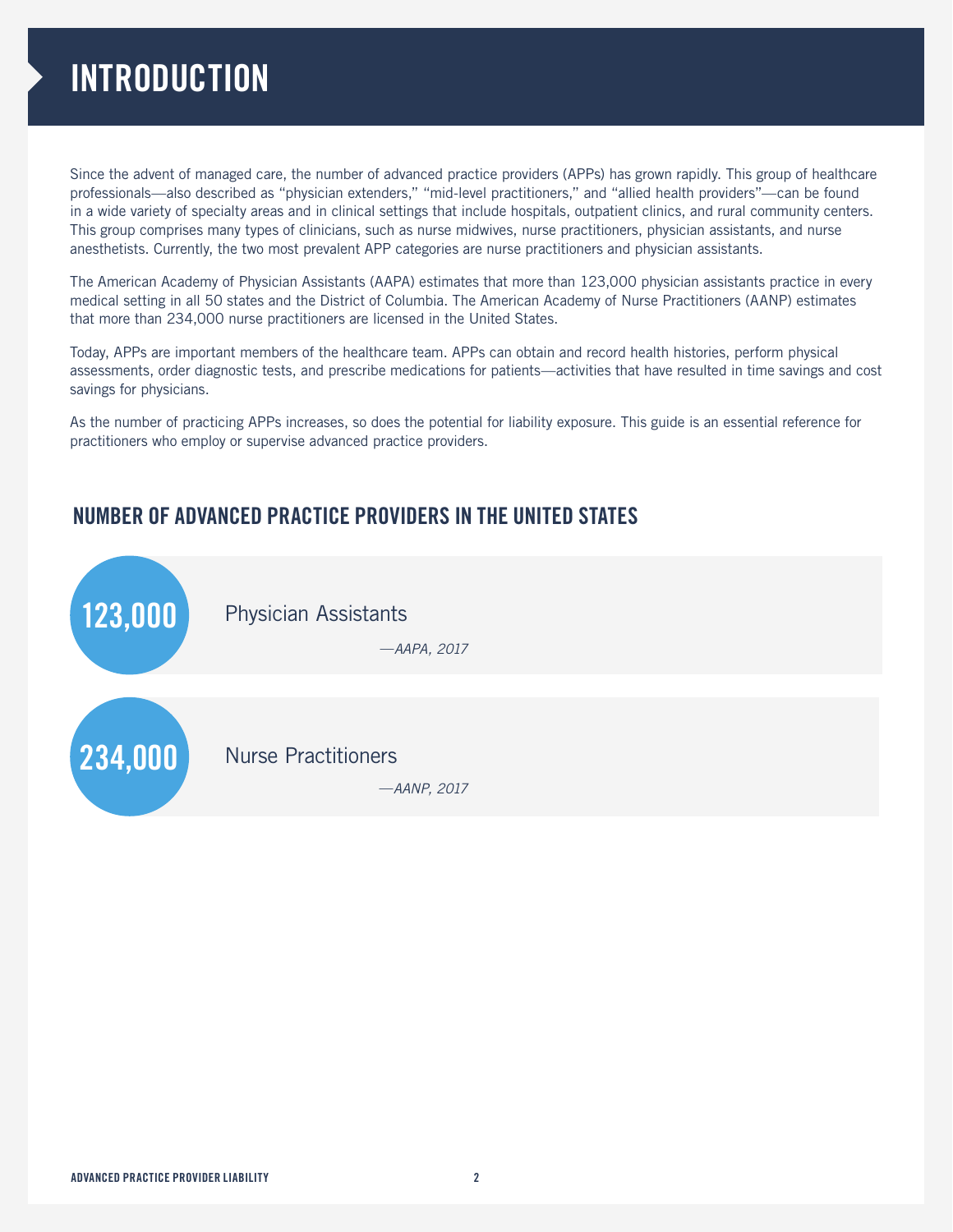# INTRODUCTION

Since the advent of managed care, the number of advanced practice providers (APPs) has grown rapidly. This group of healthcare professionals—also described as "physician extenders," "mid-level practitioners," and "allied health providers"—can be found in a wide variety of specialty areas and in clinical settings that include hospitals, outpatient clinics, and rural community centers. This group comprises many types of clinicians, such as nurse midwives, nurse practitioners, physician assistants, and nurse anesthetists. Currently, the two most prevalent APP categories are nurse practitioners and physician assistants.

The American Academy of Physician Assistants (AAPA) estimates that more than 123,000 physician assistants practice in every medical setting in all 50 states and the District of Columbia. The American Academy of Nurse Practitioners (AANP) estimates that more than 234,000 nurse practitioners are licensed in the United States.

Today, APPs are important members of the healthcare team. APPs can obtain and record health histories, perform physical assessments, order diagnostic tests, and prescribe medications for patients—activities that have resulted in time savings and cost savings for physicians.

As the number of practicing APPs increases, so does the potential for liability exposure. This guide is an essential reference for practitioners who employ or supervise advanced practice providers.

## NUMBER OF ADVANCED PRACTICE PROVIDERS IN THE UNITED STATES

**123,000** Physician Assistants

*—AAPA, 2017*

**234,000** Nurse Practitioners

*—AANP, 2017*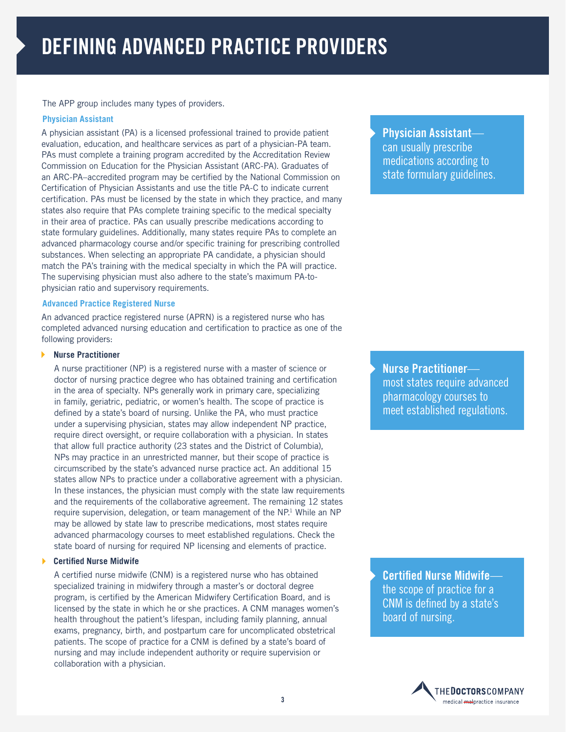# DEFINING ADVANCED PRACTICE PROVIDERS

The APP group includes many types of providers.

### Physician Assistant

A physician assistant (PA) is a licensed professional trained to provide patient evaluation, education, and healthcare services as part of a physician-PA team. PAs must complete a training program accredited by the Accreditation Review Commission on Education for the Physician Assistant (ARC-PA). Graduates of an ARC-PA–accredited program may be certified by the National Commission on Certification of Physician Assistants and use the title PA-C to indicate current certification. PAs must be licensed by the state in which they practice, and many states also require that PAs complete training specific to the medical specialty in their area of practice. PAs can usually prescribe medications according to state formulary guidelines. Additionally, many states require PAs to complete an advanced pharmacology course and/or specific training for prescribing controlled substances. When selecting an appropriate PA candidate, a physician should match the PA's training with the medical specialty in which the PA will practice. The supervising physician must also adhere to the state's maximum PA-to-physician ratio and supervisory requirements.

> **Physician Assistant**—can usually prescribe medications according to state formulary guidelines.

### Advanced Practice Registered Nurse

An advanced practice registered nurse (APRN) is a registered nurse who has completed advanced nursing education and certification to practice as one of the following providers:

- **Nurse Practitioner**

  A nurse practitioner (NP) is a registered nurse with a master of science or doctor of nursing practice degree who has obtained training and certification in the area of specialty. NPs generally work in primary care, specializing in family, geriatric, pediatric, or women's health. The scope of practice is defined by a state's board of nursing. Unlike the PA, who must practice under a supervising physician, states may allow independent NP practice, require direct oversight, or require collaboration with a physician. In states that allow full practice authority (23 states and the District of Columbia), NPs may practice in an unrestricted manner, but their scope of practice is circumscribed by the state's advanced nurse practice act. An additional 15 states allow NPs to practice under a collaborative agreement with a physician. In these instances, the physician must comply with the state law requirements and the requirements of the collaborative agreement. The remaining 12 states require supervision, delegation, or team management of the NP.[1] While an NP may be allowed by state law to prescribe medications, most states require advanced pharmacology courses to meet established regulations. Check the state board of nursing for required NP licensing and elements of practice.

> **Nurse Practitioner**—most states require advanced pharmacology courses to meet established regulations.

- **Certified Nurse Midwife**

  A certified nurse midwife (CNM) is a registered nurse who has obtained specialized training in midwifery through a master's or doctoral degree program, is certified by the American Midwifery Certification Board, and is licensed by the state in which he or she practices. A CNM manages women's health throughout the patient's lifespan, including family planning, annual exams, pregnancy, birth, and postpartum care for uncomplicated obstetrical patients. The scope of practice for a CNM is defined by a state's board of nursing and may include independent authority or require supervision or collaboration with a physician.

> **Certified Nurse Midwife**—the scope of practice for a CNM is defined by a state's board of nursing.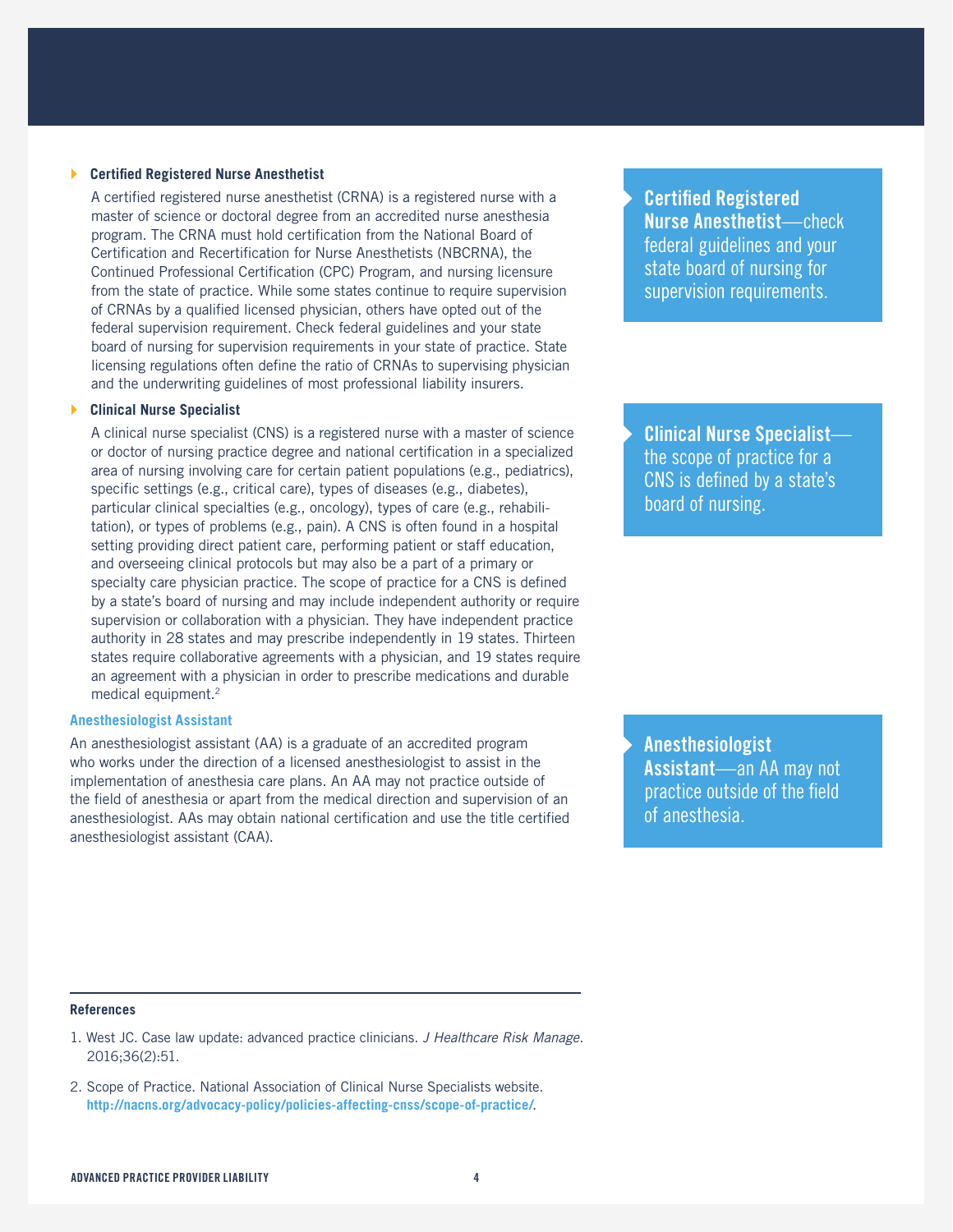- **Certified Registered Nurse Anesthetist**

  A certified registered nurse anesthetist (CRNA) is a registered nurse with a master of science or doctoral degree from an accredited nurse anesthesia program. The CRNA must hold certification from the National Board of Certification and Recertification for Nurse Anesthetists (NBCRNA), the Continued Professional Certification (CPC) Program, and nursing licensure from the state of practice. While some states continue to require supervision of CRNAs by a qualified licensed physician, others have opted out of the federal supervision requirement. Check federal guidelines and your state board of nursing for supervision requirements in your state of practice. State licensing regulations often define the ratio of CRNAs to supervising physician and the underwriting guidelines of most professional liability insurers.

> **Certified Registered Nurse Anesthetist**—check federal guidelines and your state board of nursing for supervision requirements.

- **Clinical Nurse Specialist**

  A clinical nurse specialist (CNS) is a registered nurse with a master of science or doctor of nursing practice degree and national certification in a specialized area of nursing involving care for certain patient populations (e.g., pediatrics), specific settings (e.g., critical care), types of diseases (e.g., diabetes), particular clinical specialties (e.g., oncology), types of care (e.g., rehabilitation), or types of problems (e.g., pain). A CNS is often found in a hospital setting providing direct patient care, performing patient or staff education, and overseeing clinical protocols but may also be a part of a primary or specialty care physician practice. The scope of practice for a CNS is defined by a state's board of nursing and may include independent authority or require supervision or collaboration with a physician. They have independent practice authority in 28 states and may prescribe independently in 19 states. Thirteen states require collaborative agreements with a physician, and 19 states require an agreement with a physician in order to prescribe medications and durable medical equipment.[2]

> **Clinical Nurse Specialist**—the scope of practice for a CNS is defined by a state's board of nursing.

### Anesthesiologist Assistant

An anesthesiologist assistant (AA) is a graduate of an accredited program who works under the direction of a licensed anesthesiologist to assist in the implementation of anesthesia care plans. An AA may not practice outside of the field of anesthesia or apart from the medical direction and supervision of an anesthesiologist. AAs may obtain national certification and use the title certified anesthesiologist assistant (CAA).

> **Anesthesiologist Assistant**—an AA may not practice outside of the field of anesthesia.

---

**References**

1. West JC. Case law update: advanced practice clinicians. *J Healthcare Risk Manage*. 2016;36(2):51.
2. Scope of Practice. National Association of Clinical Nurse Specialists website. **http://nacns.org/advocacy-policy/policies-affecting-cnss/scope-of-practice/**.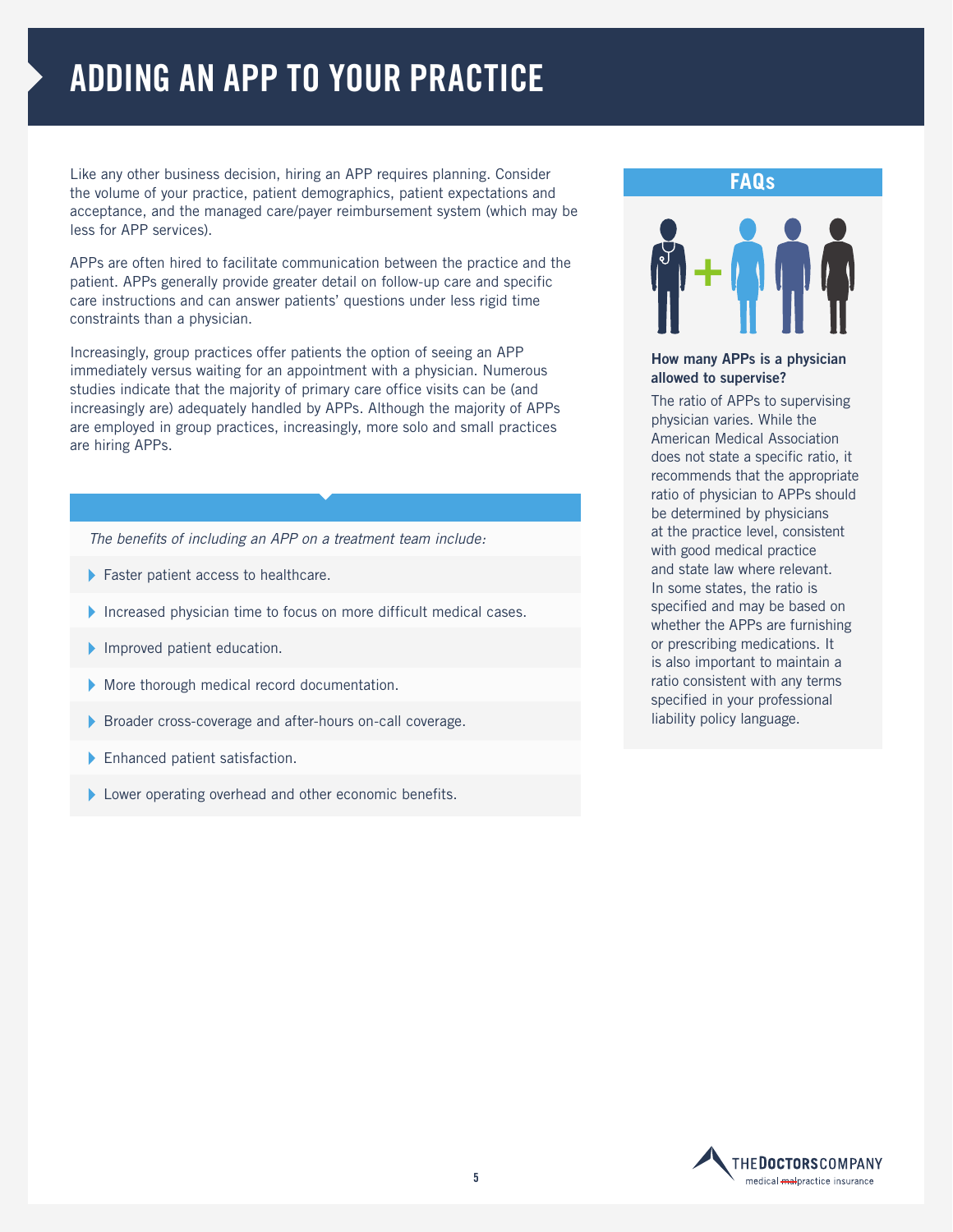# ADDING AN APP TO YOUR PRACTICE

Like any other business decision, hiring an APP requires planning. Consider the volume of your practice, patient demographics, patient expectations and acceptance, and the managed care/payer reimbursement system (which may be less for APP services).

APPs are often hired to facilitate communication between the practice and the patient. APPs generally provide greater detail on follow-up care and specific care instructions and can answer patients' questions under less rigid time constraints than a physician.

Increasingly, group practices offer patients the option of seeing an APP immediately versus waiting for an appointment with a physician. Numerous studies indicate that the majority of primary care office visits can be (and increasingly are) adequately handled by APPs. Although the majority of APPs are employed in group practices, increasingly, more solo and small practices are hiring APPs.

*The benefits of including an APP on a treatment team include:*

- Faster patient access to healthcare.
- Increased physician time to focus on more difficult medical cases.
- Improved patient education.
- More thorough medical record documentation.
- Broader cross-coverage and after-hours on-call coverage.
- Enhanced patient satisfaction.
- Lower operating overhead and other economic benefits.

## FAQs

**How many APPs is a physician allowed to supervise?**

The ratio of APPs to supervising physician varies. While the American Medical Association does not state a specific ratio, it recommends that the appropriate ratio of physician to APPs should be determined by physicians at the practice level, consistent with good medical practice and state law where relevant. In some states, the ratio is specified and may be based on whether the APPs are furnishing or prescribing medications. It is also important to maintain a ratio consistent with any terms specified in your professional liability policy language.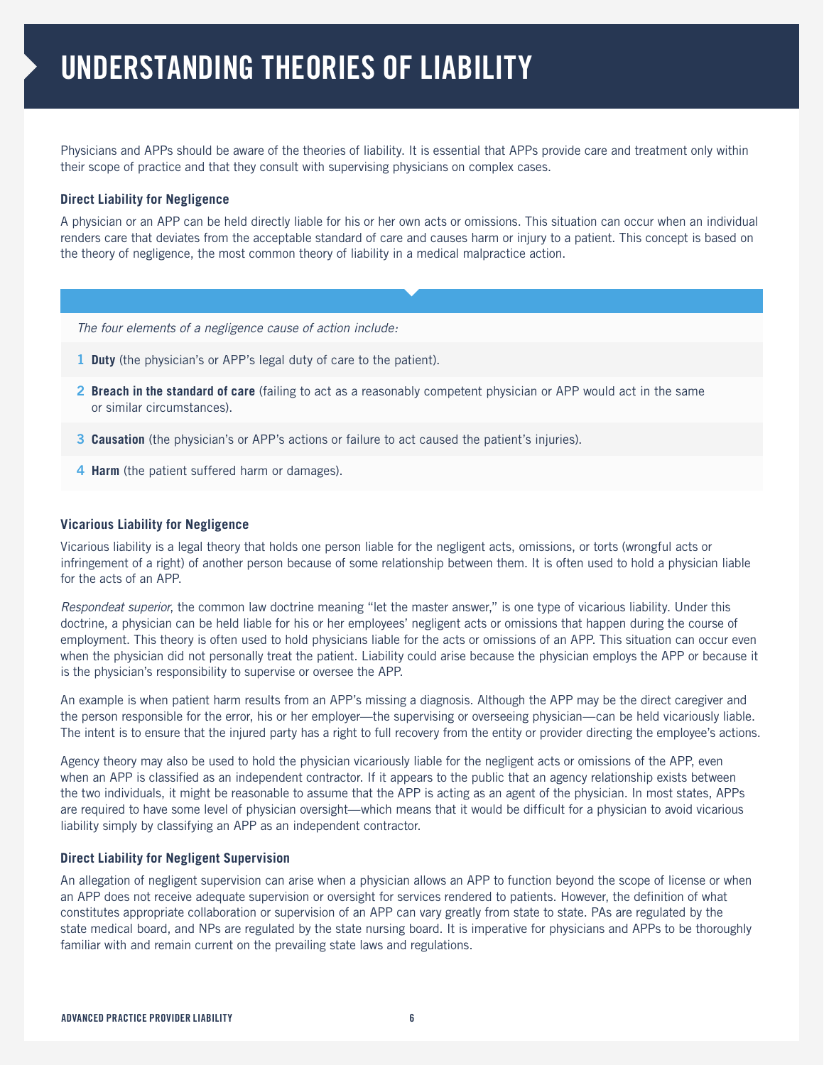# UNDERSTANDING THEORIES OF LIABILITY

Physicians and APPs should be aware of the theories of liability. It is essential that APPs provide care and treatment only within their scope of practice and that they consult with supervising physicians on complex cases.

### Direct Liability for Negligence

A physician or an APP can be held directly liable for his or her own acts or omissions. This situation can occur when an individual renders care that deviates from the acceptable standard of care and causes harm or injury to a patient. This concept is based on the theory of negligence, the most common theory of liability in a medical malpractice action.

*The four elements of a negligence cause of action include:*

1. **Duty** (the physician's or APP's legal duty of care to the patient).
2. **Breach in the standard of care** (failing to act as a reasonably competent physician or APP would act in the same or similar circumstances).
3. **Causation** (the physician's or APP's actions or failure to act caused the patient's injuries).
4. **Harm** (the patient suffered harm or damages).

### Vicarious Liability for Negligence

Vicarious liability is a legal theory that holds one person liable for the negligent acts, omissions, or torts (wrongful acts or infringement of a right) of another person because of some relationship between them. It is often used to hold a physician liable for the acts of an APP.

*Respondeat superior*, the common law doctrine meaning "let the master answer," is one type of vicarious liability. Under this doctrine, a physician can be held liable for his or her employees' negligent acts or omissions that happen during the course of employment. This theory is often used to hold physicians liable for the acts or omissions of an APP. This situation can occur even when the physician did not personally treat the patient. Liability could arise because the physician employs the APP or because it is the physician's responsibility to supervise or oversee the APP.

An example is when patient harm results from an APP's missing a diagnosis. Although the APP may be the direct caregiver and the person responsible for the error, his or her employer—the supervising or overseeing physician—can be held vicariously liable. The intent is to ensure that the injured party has a right to full recovery from the entity or provider directing the employee's actions.

Agency theory may also be used to hold the physician vicariously liable for the negligent acts or omissions of the APP, even when an APP is classified as an independent contractor. If it appears to the public that an agency relationship exists between the two individuals, it might be reasonable to assume that the APP is acting as an agent of the physician. In most states, APPs are required to have some level of physician oversight—which means that it would be difficult for a physician to avoid vicarious liability simply by classifying an APP as an independent contractor.

### Direct Liability for Negligent Supervision

An allegation of negligent supervision can arise when a physician allows an APP to function beyond the scope of license or when an APP does not receive adequate supervision or oversight for services rendered to patients. However, the definition of what constitutes appropriate collaboration or supervision of an APP can vary greatly from state to state. PAs are regulated by the state medical board, and NPs are regulated by the state nursing board. It is imperative for physicians and APPs to be thoroughly familiar with and remain current on the prevailing state laws and regulations.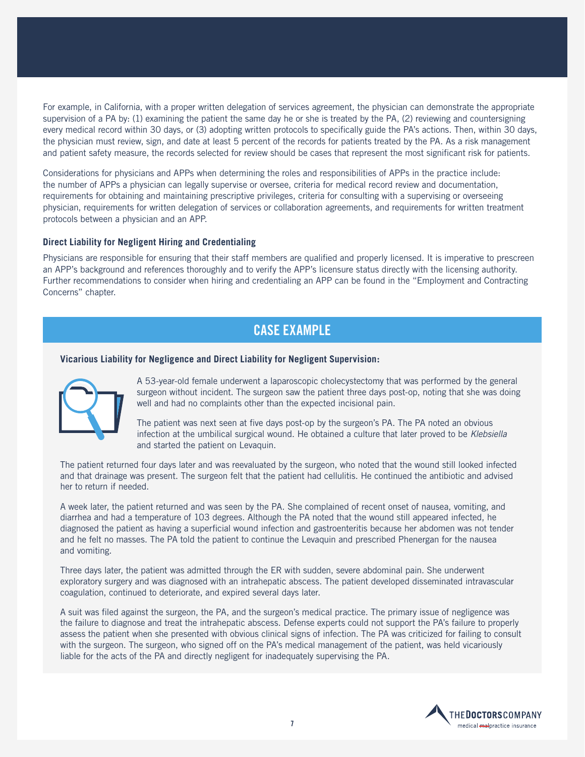For example, in California, with a proper written delegation of services agreement, the physician can demonstrate the appropriate supervision of a PA by: (1) examining the patient the same day he or she is treated by the PA, (2) reviewing and countersigning every medical record within 30 days, or (3) adopting written protocols to specifically guide the PA's actions. Then, within 30 days, the physician must review, sign, and date at least 5 percent of the records for patients treated by the PA. As a risk management and patient safety measure, the records selected for review should be cases that represent the most significant risk for patients.

Considerations for physicians and APPs when determining the roles and responsibilities of APPs in the practice include: the number of APPs a physician can legally supervise or oversee, criteria for medical record review and documentation, requirements for obtaining and maintaining prescriptive privileges, criteria for consulting with a supervising or overseeing physician, requirements for written delegation of services or collaboration agreements, and requirements for written treatment protocols between a physician and an APP.

### Direct Liability for Negligent Hiring and Credentialing

Physicians are responsible for ensuring that their staff members are qualified and properly licensed. It is imperative to prescreen an APP's background and references thoroughly and to verify the APP's licensure status directly with the licensing authority. Further recommendations to consider when hiring and credentialing an APP can be found in the "Employment and Contracting Concerns" chapter.

## CASE EXAMPLE

**Vicarious Liability for Negligence and Direct Liability for Negligent Supervision:**

A 53-year-old female underwent a laparoscopic cholecystectomy that was performed by the general surgeon without incident. The surgeon saw the patient three days post-op, noting that she was doing well and had no complaints other than the expected incisional pain.

The patient was next seen at five days post-op by the surgeon's PA. The PA noted an obvious infection at the umbilical surgical wound. He obtained a culture that later proved to be *Klebsiella* and started the patient on Levaquin.

The patient returned four days later and was reevaluated by the surgeon, who noted that the wound still looked infected and that drainage was present. The surgeon felt that the patient had cellulitis. He continued the antibiotic and advised her to return if needed.

A week later, the patient returned and was seen by the PA. She complained of recent onset of nausea, vomiting, and diarrhea and had a temperature of 103 degrees. Although the PA noted that the wound still appeared infected, he diagnosed the patient as having a superficial wound infection and gastroenteritis because her abdomen was not tender and he felt no masses. The PA told the patient to continue the Levaquin and prescribed Phenergan for the nausea and vomiting.

Three days later, the patient was admitted through the ER with sudden, severe abdominal pain. She underwent exploratory surgery and was diagnosed with an intrahepatic abscess. The patient developed disseminated intravascular coagulation, continued to deteriorate, and expired several days later.

A suit was filed against the surgeon, the PA, and the surgeon's medical practice. The primary issue of negligence was the failure to diagnose and treat the intrahepatic abscess. Defense experts could not support the PA's failure to properly assess the patient when she presented with obvious clinical signs of infection. The PA was criticized for failing to consult with the surgeon. The surgeon, who signed off on the PA's medical management of the patient, was held vicariously liable for the acts of the PA and directly negligent for inadequately supervising the PA.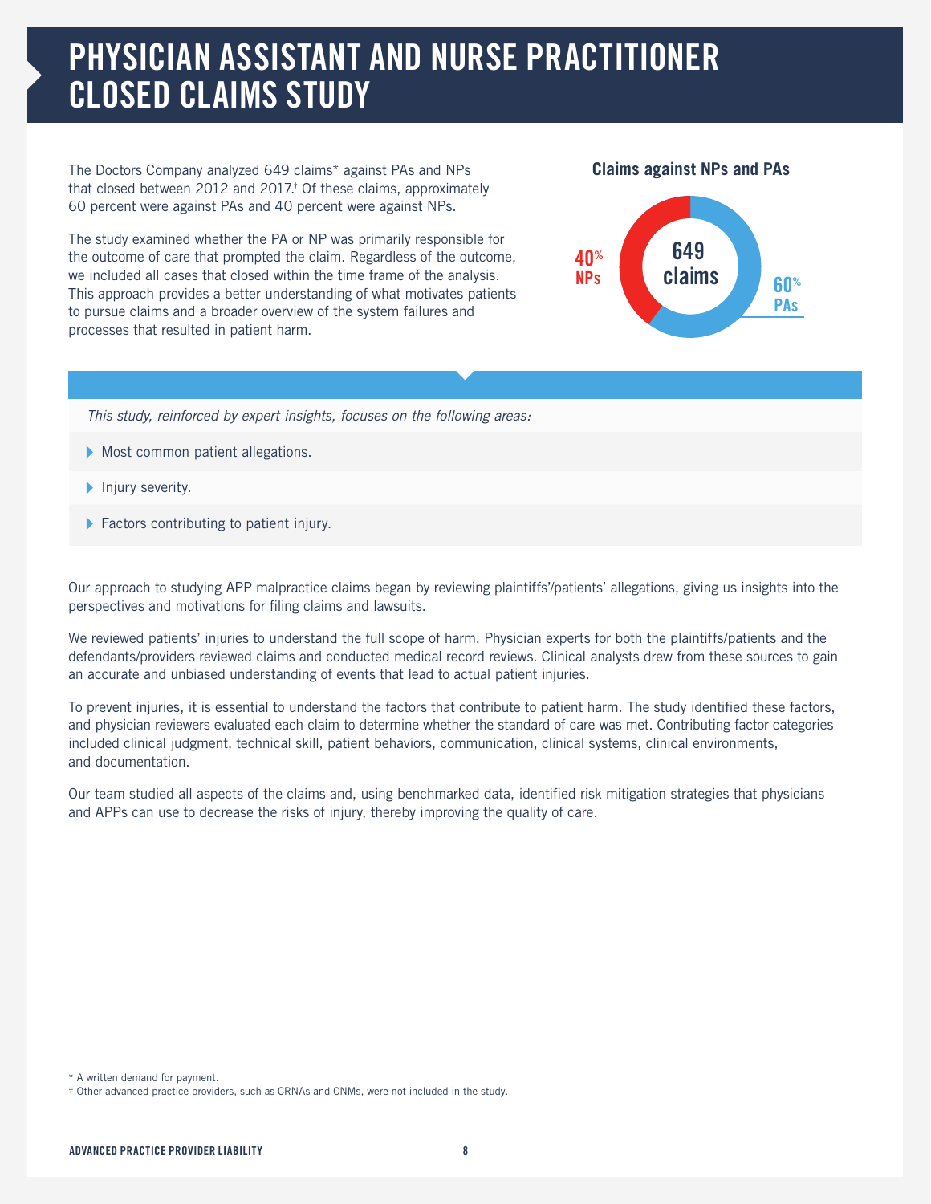# PHYSICIAN ASSISTANT AND NURSE PRACTITIONER CLOSED CLAIMS STUDY

The Doctors Company analyzed 649 claims* against PAs and NPs that closed between 2012 and 2017.† Of these claims, approximately 60 percent were against PAs and 40 percent were against NPs.

The study examined whether the PA or NP was primarily responsible for the outcome of care that prompted the claim. Regardless of the outcome, we included all cases that closed within the time frame of the analysis. This approach provides a better understanding of what motivates patients to pursue claims and a broader overview of the system failures and processes that resulted in patient harm.

**Claims against NPs and PAs**

649 claims

40% NPs

60% PAs

*This study, reinforced by expert insights, focuses on the following areas:*

- Most common patient allegations.
- Injury severity.
- Factors contributing to patient injury.

Our approach to studying APP malpractice claims began by reviewing plaintiffs'/patients' allegations, giving us insights into the perspectives and motivations for filing claims and lawsuits.

We reviewed patients' injuries to understand the full scope of harm. Physician experts for both the plaintiffs/patients and the defendants/providers reviewed claims and conducted medical record reviews. Clinical analysts drew from these sources to gain an accurate and unbiased understanding of events that lead to actual patient injuries.

To prevent injuries, it is essential to understand the factors that contribute to patient harm. The study identified these factors, and physician reviewers evaluated each claim to determine whether the standard of care was met. Contributing factor categories included clinical judgment, technical skill, patient behaviors, communication, clinical systems, clinical environments, and documentation.

Our team studied all aspects of the claims and, using benchmarked data, identified risk mitigation strategies that physicians and APPs can use to decrease the risks of injury, thereby improving the quality of care.

\* A written demand for payment.

† Other advanced practice providers, such as CRNAs and CNMs, were not included in the study.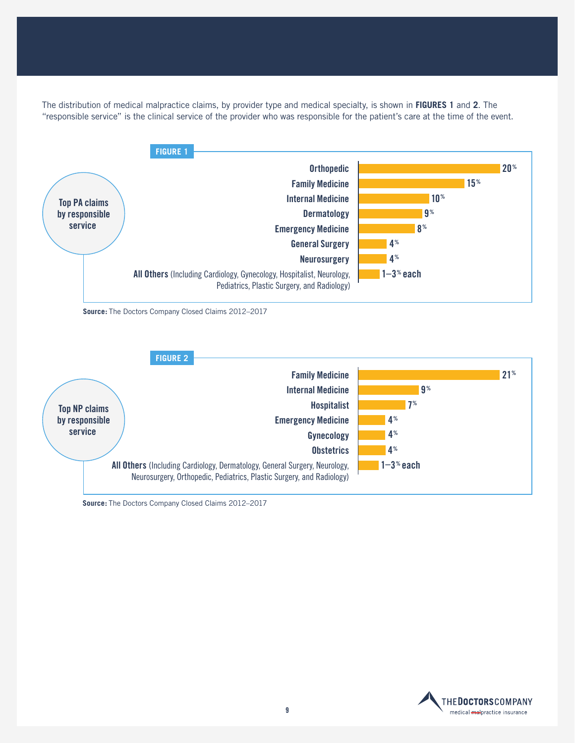The distribution of medical malpractice claims, by provider type and medical specialty, is shown in **FIGURES 1** and **2**. The "responsible service" is the clinical service of the provider who was responsible for the patient's care at the time of the event.

**FIGURE 1**

**Top PA claims by responsible service**

| Responsible Service | Share of Claims |
|---|---|
| Orthopedic | 20% |
| Family Medicine | 15% |
| Internal Medicine | 10% |
| Dermatology | 9% |
| Emergency Medicine | 8% |
| General Surgery | 4% |
| Neurosurgery | 4% |
| **All Others** (Including Cardiology, Gynecology, Hospitalist, Neurology, Pediatrics, Plastic Surgery, and Radiology) | 1–3% each |

**Source:** The Doctors Company Closed Claims 2012–2017

**FIGURE 2**

**Top NP claims by responsible service**

| Responsible Service | Share of Claims |
|---|---|
| Family Medicine | 21% |
| Internal Medicine | 9% |
| Hospitalist | 7% |
| Emergency Medicine | 4% |
| Gynecology | 4% |
| Obstetrics | 4% |
| **All Others** (Including Cardiology, Dermatology, General Surgery, Neurology, Neurosurgery, Orthopedic, Pediatrics, Plastic Surgery, and Radiology) | 1–3% each |

**Source:** The Doctors Company Closed Claims 2012–2017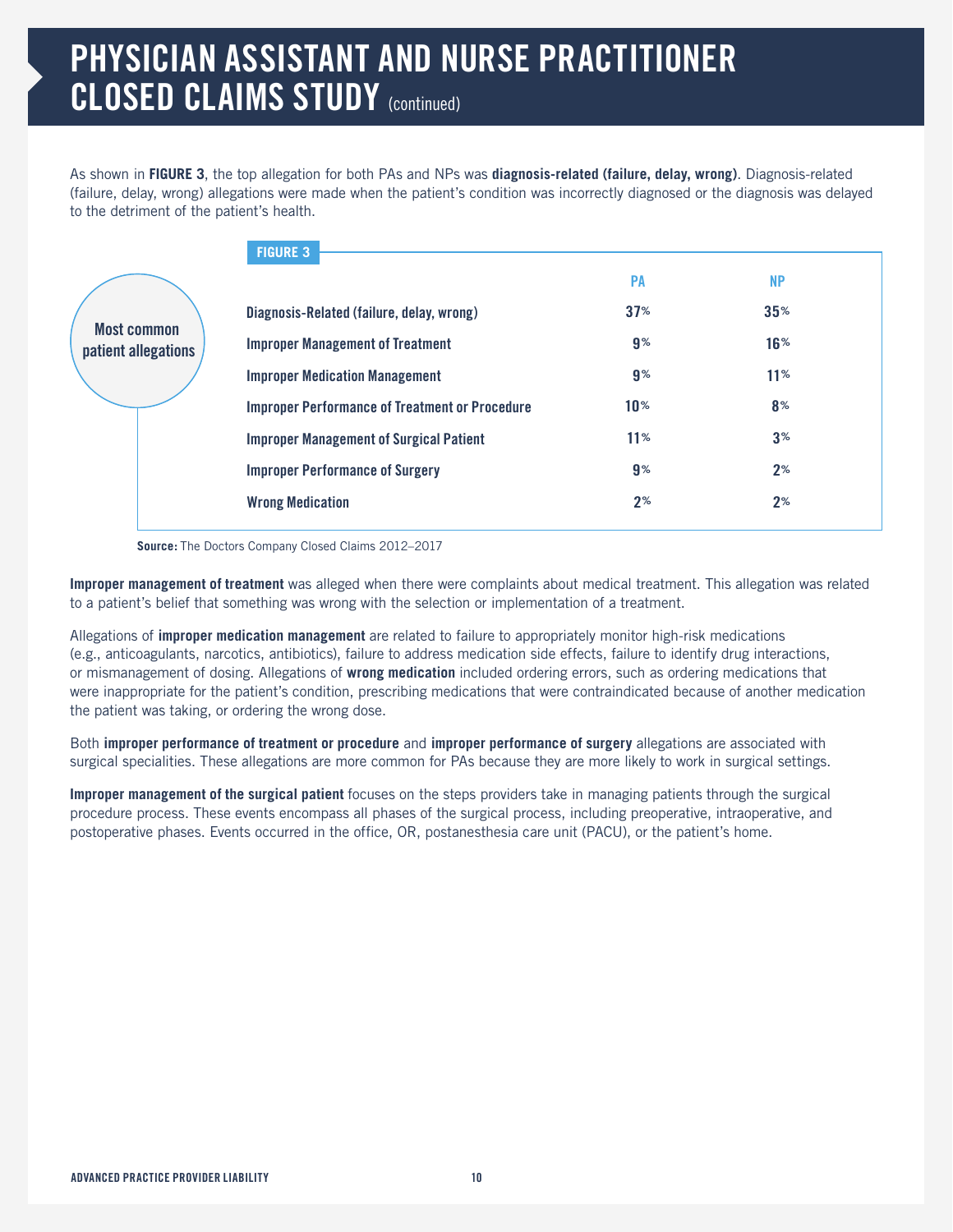# PHYSICIAN ASSISTANT AND NURSE PRACTITIONER CLOSED CLAIMS STUDY (continued)

As shown in **FIGURE 3**, the top allegation for both PAs and NPs was **diagnosis-related (failure, delay, wrong)**. Diagnosis-related (failure, delay, wrong) allegations were made when the patient's condition was incorrectly diagnosed or the diagnosis was delayed to the detriment of the patient's health.

**FIGURE 3**

Most common patient allegations

| | PA | NP |
|---|---|---|
| Diagnosis-Related (failure, delay, wrong) | 37% | 35% |
| Improper Management of Treatment | 9% | 16% |
| Improper Medication Management | 9% | 11% |
| Improper Performance of Treatment or Procedure | 10% | 8% |
| Improper Management of Surgical Patient | 11% | 3% |
| Improper Performance of Surgery | 9% | 2% |
| Wrong Medication | 2% | 2% |

**Source:** The Doctors Company Closed Claims 2012–2017

**Improper management of treatment** was alleged when there were complaints about medical treatment. This allegation was related to a patient's belief that something was wrong with the selection or implementation of a treatment.

Allegations of **improper medication management** are related to failure to appropriately monitor high-risk medications (e.g., anticoagulants, narcotics, antibiotics), failure to address medication side effects, failure to identify drug interactions, or mismanagement of dosing. Allegations of **wrong medication** included ordering errors, such as ordering medications that were inappropriate for the patient's condition, prescribing medications that were contraindicated because of another medication the patient was taking, or ordering the wrong dose.

Both **improper performance of treatment or procedure** and **improper performance of surgery** allegations are associated with surgical specialities. These allegations are more common for PAs because they are more likely to work in surgical settings.

**Improper management of the surgical patient** focuses on the steps providers take in managing patients through the surgical procedure process. These events encompass all phases of the surgical process, including preoperative, intraoperative, and postoperative phases. Events occurred in the office, OR, postanesthesia care unit (PACU), or the patient's home.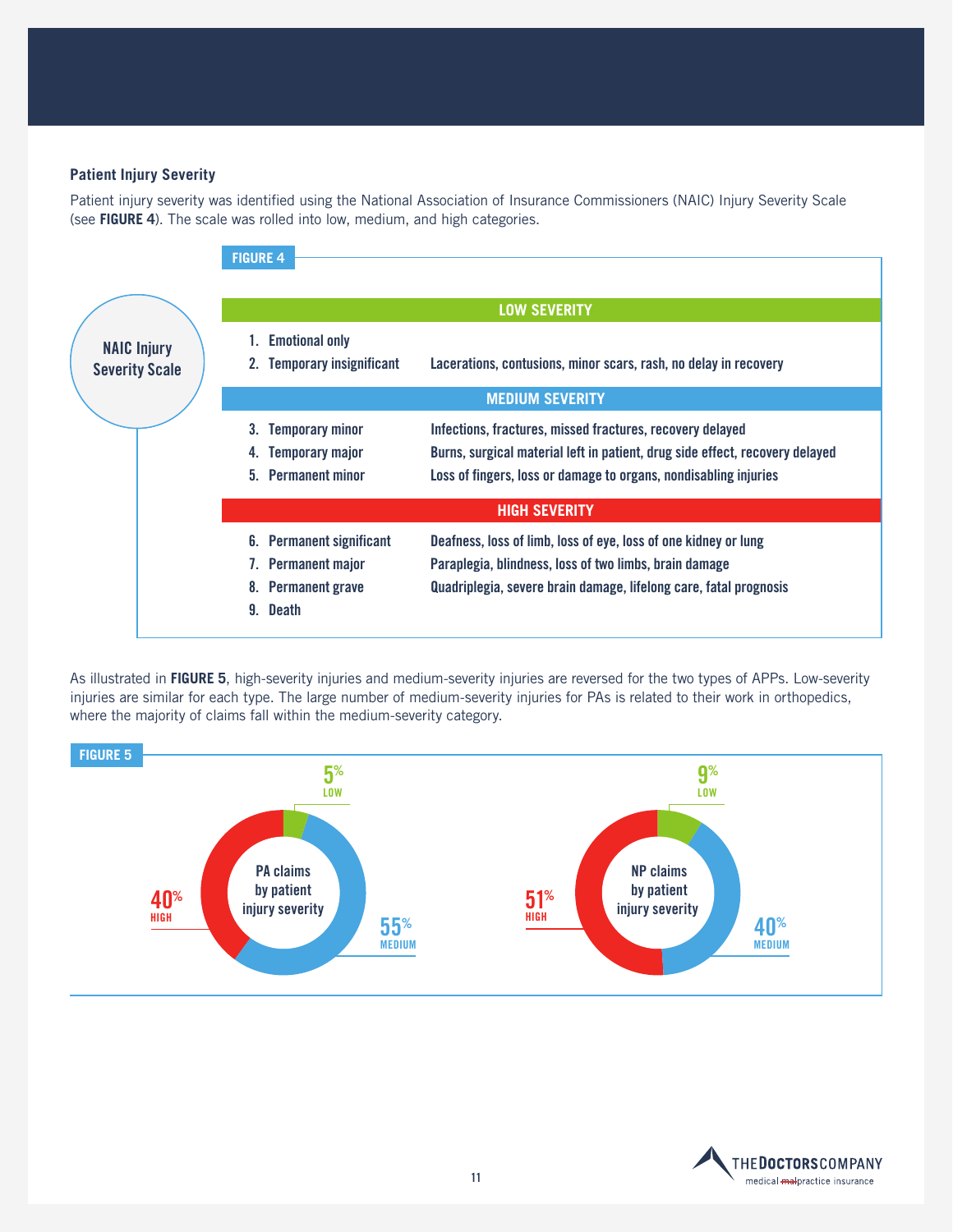### Patient Injury Severity

Patient injury severity was identified using the National Association of Insurance Commissioners (NAIC) Injury Severity Scale (see **FIGURE 4**). The scale was rolled into low, medium, and high categories.

**FIGURE 4**

**NAIC Injury Severity Scale**

| | |
|---|---|
| **LOW SEVERITY** | |
| 1. Emotional only | |
| 2. Temporary insignificant | Lacerations, contusions, minor scars, rash, no delay in recovery |
| **MEDIUM SEVERITY** | |
| 3. Temporary minor | Infections, fractures, missed fractures, recovery delayed |
| 4. Temporary major | Burns, surgical material left in patient, drug side effect, recovery delayed |
| 5. Permanent minor | Loss of fingers, loss or damage to organs, nondisabling injuries |
| **HIGH SEVERITY** | |
| 6. Permanent significant | Deafness, loss of limb, loss of eye, loss of one kidney or lung |
| 7. Permanent major | Paraplegia, blindness, loss of two limbs, brain damage |
| 8. Permanent grave | Quadriplegia, severe brain damage, lifelong care, fatal prognosis |
| 9. Death | |

As illustrated in **FIGURE 5**, high-severity injuries and medium-severity injuries are reversed for the two types of APPs. Low-severity injuries are similar for each type. The large number of medium-severity injuries for PAs is related to their work in orthopedics, where the majority of claims fall within the medium-severity category.

**FIGURE 5**

| | PA claims by patient injury severity | NP claims by patient injury severity |
|---|---|---|
| Low | 5% | 9% |
| Medium | 55% | 40% |
| High | 40% | 51% |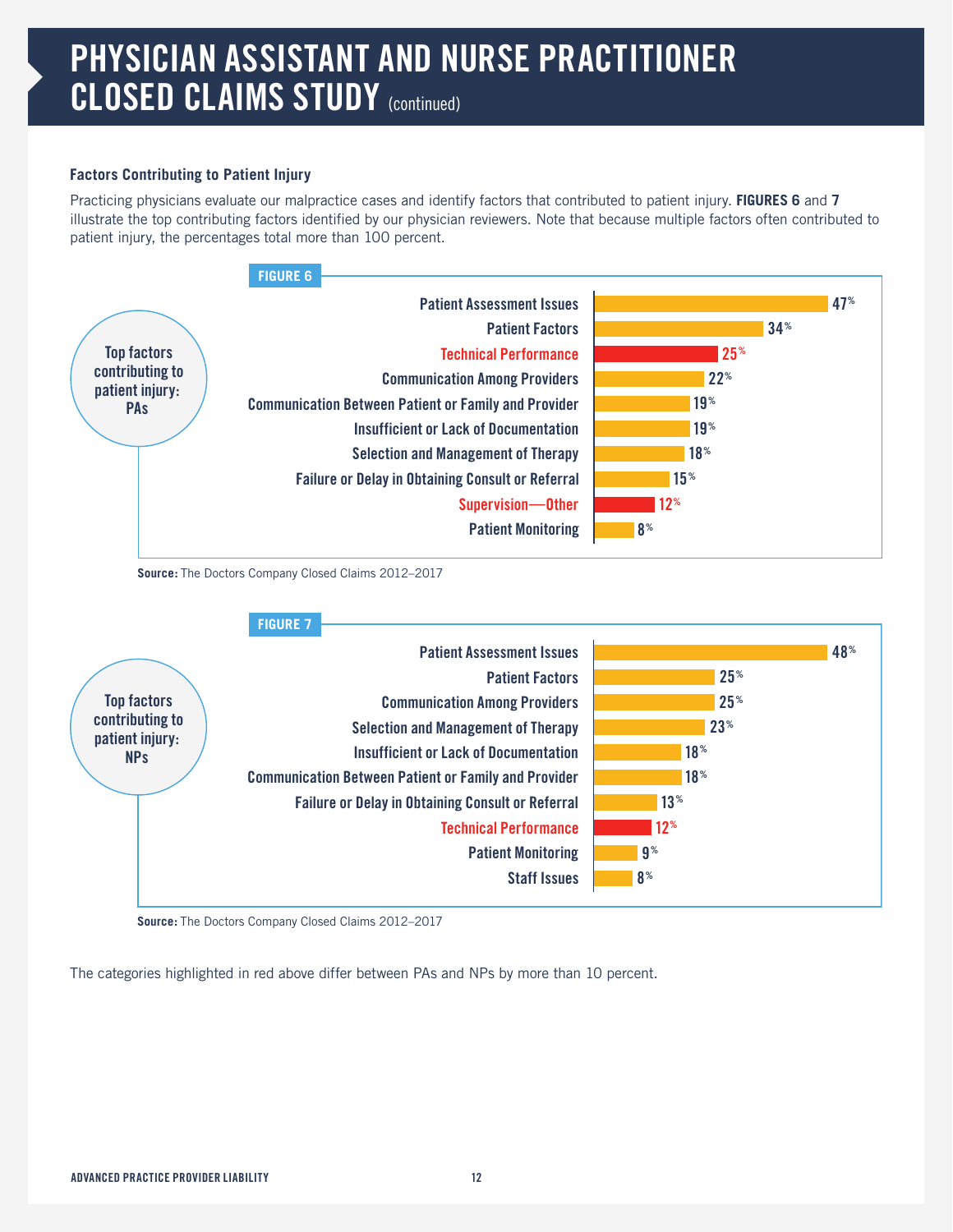# PHYSICIAN ASSISTANT AND NURSE PRACTITIONER CLOSED CLAIMS STUDY (continued)

### Factors Contributing to Patient Injury

Practicing physicians evaluate our malpractice cases and identify factors that contributed to patient injury. **FIGURES 6** and **7** illustrate the top contributing factors identified by our physician reviewers. Note that because multiple factors often contributed to patient injury, the percentages total more than 100 percent.

**FIGURE 6**

Top factors contributing to patient injury: PAs

| Factor | Percentage |
| --- | --- |
| Patient Assessment Issues | 47% |
| Patient Factors | 34% |
| Technical Performance | 25% |
| Communication Among Providers | 22% |
| Communication Between Patient or Family and Provider | 19% |
| Insufficient or Lack of Documentation | 19% |
| Selection and Management of Therapy | 18% |
| Failure or Delay in Obtaining Consult or Referral | 15% |
| Supervision—Other | 12% |
| Patient Monitoring | 8% |

**Source:** The Doctors Company Closed Claims 2012–2017

**FIGURE 7**

Top factors contributing to patient injury: NPs

| Factor | Percentage |
| --- | --- |
| Patient Assessment Issues | 48% |
| Patient Factors | 25% |
| Communication Among Providers | 25% |
| Selection and Management of Therapy | 23% |
| Insufficient or Lack of Documentation | 18% |
| Communication Between Patient or Family and Provider | 18% |
| Failure or Delay in Obtaining Consult or Referral | 13% |
| Technical Performance | 12% |
| Patient Monitoring | 9% |
| Staff Issues | 8% |

**Source:** The Doctors Company Closed Claims 2012–2017

The categories highlighted in red above differ between PAs and NPs by more than 10 percent.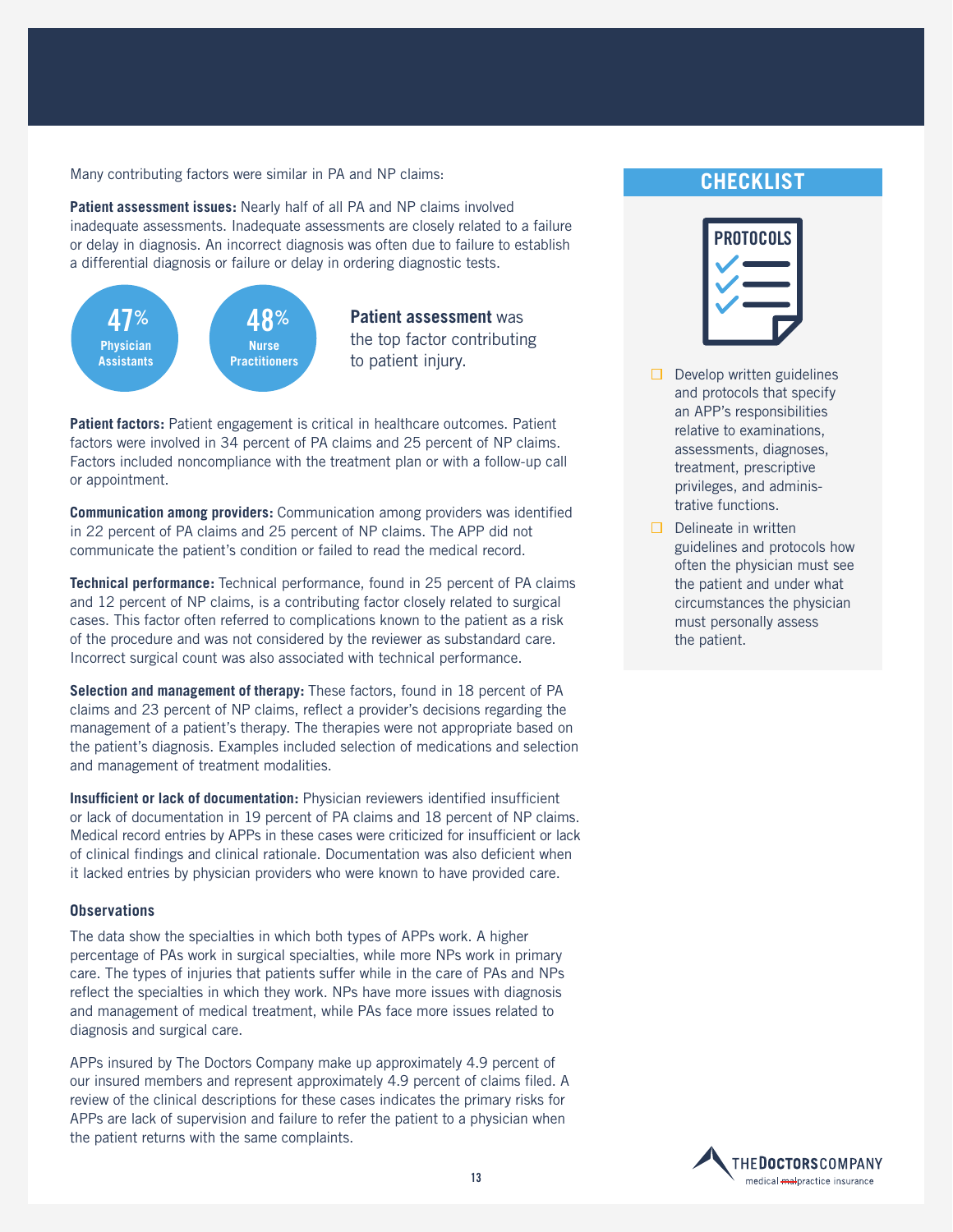Many contributing factors were similar in PA and NP claims:

**Patient assessment issues:** Nearly half of all PA and NP claims involved inadequate assessments. Inadequate assessments are closely related to a failure or delay in diagnosis. An incorrect diagnosis was often due to failure to establish a differential diagnosis or failure or delay in ordering diagnostic tests.

**47%** Physician Assistants

**48%** Nurse Practitioners

**Patient assessment** was the top factor contributing to patient injury.

**Patient factors:** Patient engagement is critical in healthcare outcomes. Patient factors were involved in 34 percent of PA claims and 25 percent of NP claims. Factors included noncompliance with the treatment plan or with a follow-up call or appointment.

**Communication among providers:** Communication among providers was identified in 22 percent of PA claims and 25 percent of NP claims. The APP did not communicate the patient's condition or failed to read the medical record.

**Technical performance:** Technical performance, found in 25 percent of PA claims and 12 percent of NP claims, is a contributing factor closely related to surgical cases. This factor often referred to complications known to the patient as a risk of the procedure and was not considered by the reviewer as substandard care. Incorrect surgical count was also associated with technical performance.

**Selection and management of therapy:** These factors, found in 18 percent of PA claims and 23 percent of NP claims, reflect a provider's decisions regarding the management of a patient's therapy. The therapies were not appropriate based on the patient's diagnosis. Examples included selection of medications and selection and management of treatment modalities.

**Insufficient or lack of documentation:** Physician reviewers identified insufficient or lack of documentation in 19 percent of PA claims and 18 percent of NP claims. Medical record entries by APPs in these cases were criticized for insufficient or lack of clinical findings and clinical rationale. Documentation was also deficient when it lacked entries by physician providers who were known to have provided care.

### Observations

The data show the specialties in which both types of APPs work. A higher percentage of PAs work in surgical specialties, while more NPs work in primary care. The types of injuries that patients suffer while in the care of PAs and NPs reflect the specialties in which they work. NPs have more issues with diagnosis and management of medical treatment, while PAs face more issues related to diagnosis and surgical care.

APPs insured by The Doctors Company make up approximately 4.9 percent of our insured members and represent approximately 4.9 percent of claims filed. A review of the clinical descriptions for these cases indicates the primary risks for APPs are lack of supervision and failure to refer the patient to a physician when the patient returns with the same complaints.

## CHECKLIST

PROTOCOLS

- Develop written guidelines and protocols that specify an APP's responsibilities relative to examinations, assessments, diagnoses, treatment, prescriptive privileges, and administrative functions.
- Delineate in written guidelines and protocols how often the physician must see the patient and under what circumstances the physician must personally assess the patient.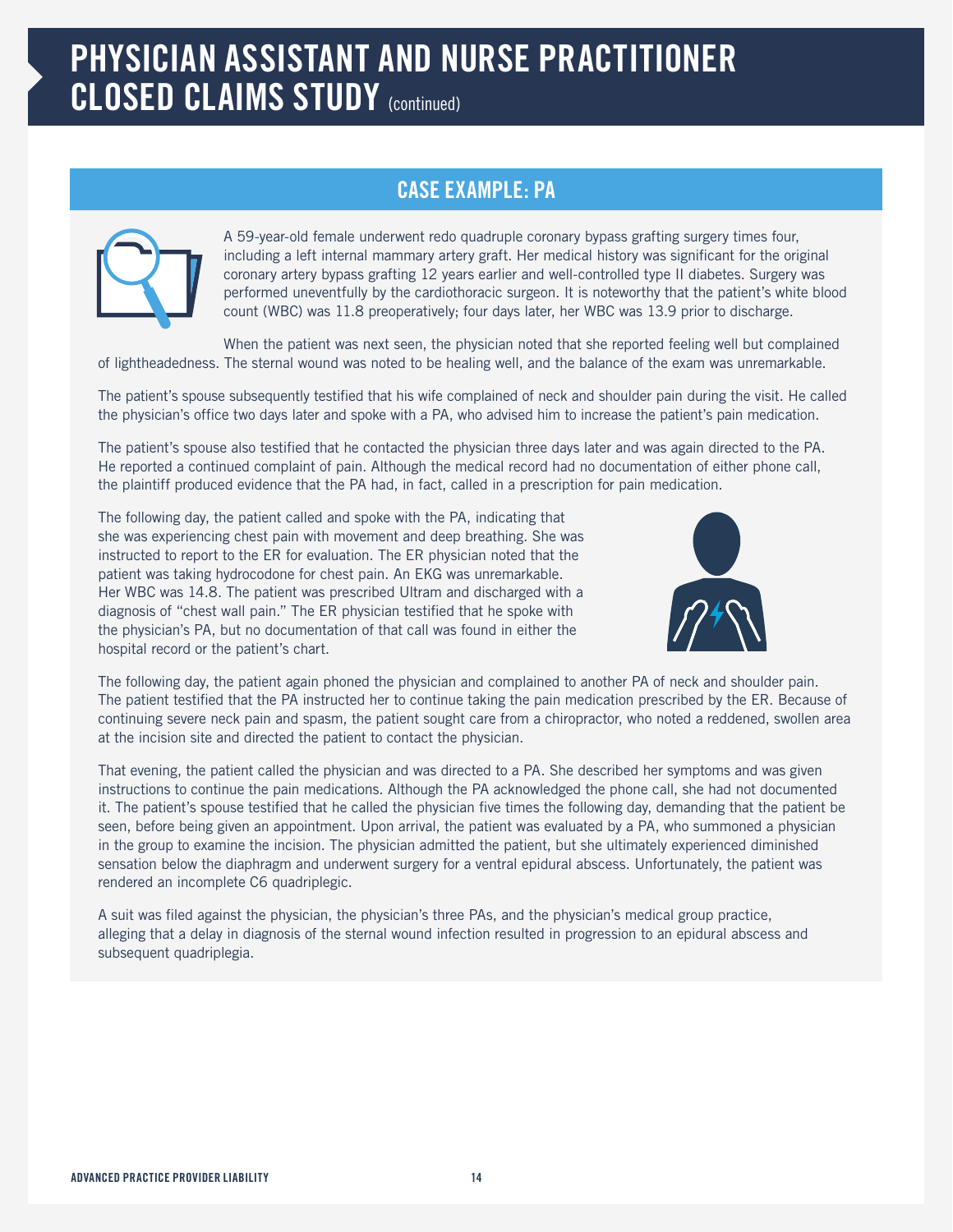# PHYSICIAN ASSISTANT AND NURSE PRACTITIONER CLOSED CLAIMS STUDY (continued)

## CASE EXAMPLE: PA

A 59-year-old female underwent redo quadruple coronary bypass grafting surgery times four, including a left internal mammary artery graft. Her medical history was significant for the original coronary artery bypass grafting 12 years earlier and well-controlled type II diabetes. Surgery was performed uneventfully by the cardiothoracic surgeon. It is noteworthy that the patient's white blood count (WBC) was 11.8 preoperatively; four days later, her WBC was 13.9 prior to discharge.

When the patient was next seen, the physician noted that she reported feeling well but complained of lightheadedness. The sternal wound was noted to be healing well, and the balance of the exam was unremarkable.

The patient's spouse subsequently testified that his wife complained of neck and shoulder pain during the visit. He called the physician's office two days later and spoke with a PA, who advised him to increase the patient's pain medication.

The patient's spouse also testified that he contacted the physician three days later and was again directed to the PA. He reported a continued complaint of pain. Although the medical record had no documentation of either phone call, the plaintiff produced evidence that the PA had, in fact, called in a prescription for pain medication.

The following day, the patient called and spoke with the PA, indicating that she was experiencing chest pain with movement and deep breathing. She was instructed to report to the ER for evaluation. The ER physician noted that the patient was taking hydrocodone for chest pain. An EKG was unremarkable. Her WBC was 14.8. The patient was prescribed Ultram and discharged with a diagnosis of "chest wall pain." The ER physician testified that he spoke with the physician's PA, but no documentation of that call was found in either the hospital record or the patient's chart.

The following day, the patient again phoned the physician and complained to another PA of neck and shoulder pain. The patient testified that the PA instructed her to continue taking the pain medication prescribed by the ER. Because of continuing severe neck pain and spasm, the patient sought care from a chiropractor, who noted a reddened, swollen area at the incision site and directed the patient to contact the physician.

That evening, the patient called the physician and was directed to a PA. She described her symptoms and was given instructions to continue the pain medications. Although the PA acknowledged the phone call, she had not documented it. The patient's spouse testified that he called the physician five times the following day, demanding that the patient be seen, before being given an appointment. Upon arrival, the patient was evaluated by a PA, who summoned a physician in the group to examine the incision. The physician admitted the patient, but she ultimately experienced diminished sensation below the diaphragm and underwent surgery for a ventral epidural abscess. Unfortunately, the patient was rendered an incomplete C6 quadriplegic.

A suit was filed against the physician, the physician's three PAs, and the physician's medical group practice, alleging that a delay in diagnosis of the sternal wound infection resulted in progression to an epidural abscess and subsequent quadriplegia.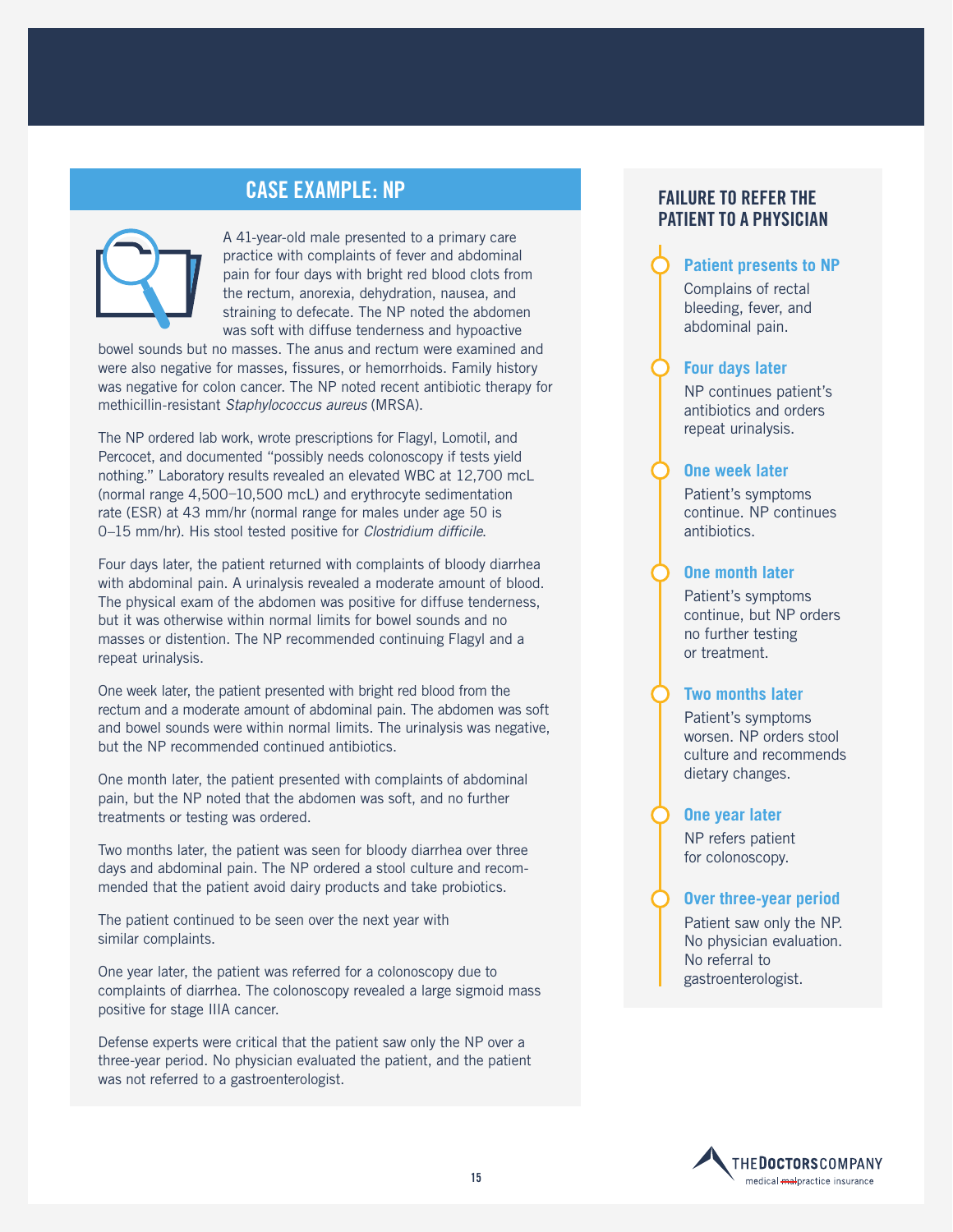## CASE EXAMPLE: NP

A 41-year-old male presented to a primary care practice with complaints of fever and abdominal pain for four days with bright red blood clots from the rectum, anorexia, dehydration, nausea, and straining to defecate. The NP noted the abdomen was soft with diffuse tenderness and hypoactive bowel sounds but no masses. The anus and rectum were examined and were also negative for masses, fissures, or hemorrhoids. Family history was negative for colon cancer. The NP noted recent antibiotic therapy for methicillin-resistant *Staphylococcus aureus* (MRSA).

The NP ordered lab work, wrote prescriptions for Flagyl, Lomotil, and Percocet, and documented "possibly needs colonoscopy if tests yield nothing." Laboratory results revealed an elevated WBC at 12,700 mcL (normal range 4,500–10,500 mcL) and erythrocyte sedimentation rate (ESR) at 43 mm/hr (normal range for males under age 50 is 0–15 mm/hr). His stool tested positive for *Clostridium difficile*.

Four days later, the patient returned with complaints of bloody diarrhea with abdominal pain. A urinalysis revealed a moderate amount of blood. The physical exam of the abdomen was positive for diffuse tenderness, but it was otherwise within normal limits for bowel sounds and no masses or distention. The NP recommended continuing Flagyl and a repeat urinalysis.

One week later, the patient presented with bright red blood from the rectum and a moderate amount of abdominal pain. The abdomen was soft and bowel sounds were within normal limits. The urinalysis was negative, but the NP recommended continued antibiotics.

One month later, the patient presented with complaints of abdominal pain, but the NP noted that the abdomen was soft, and no further treatments or testing was ordered.

Two months later, the patient was seen for bloody diarrhea over three days and abdominal pain. The NP ordered a stool culture and recommended that the patient avoid dairy products and take probiotics.

The patient continued to be seen over the next year with similar complaints.

One year later, the patient was referred for a colonoscopy due to complaints of diarrhea. The colonoscopy revealed a large sigmoid mass positive for stage IIIA cancer.

Defense experts were critical that the patient saw only the NP over a three-year period. No physician evaluated the patient, and the patient was not referred to a gastroenterologist.

## FAILURE TO REFER THE PATIENT TO A PHYSICIAN

**Patient presents to NP**
Complains of rectal bleeding, fever, and abdominal pain.

**Four days later**
NP continues patient's antibiotics and orders repeat urinalysis.

**One week later**
Patient's symptoms continue. NP continues antibiotics.

**One month later**
Patient's symptoms continue, but NP orders no further testing or treatment.

**Two months later**
Patient's symptoms worsen. NP orders stool culture and recommends dietary changes.

**One year later**
NP refers patient for colonoscopy.

**Over three-year period**
Patient saw only the NP. No physician evaluation. No referral to gastroenterologist.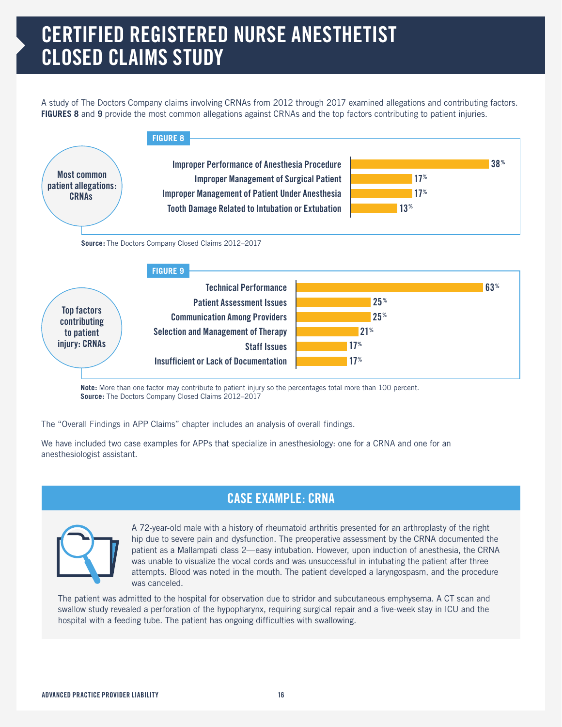# CERTIFIED REGISTERED NURSE ANESTHETIST CLOSED CLAIMS STUDY

A study of The Doctors Company claims involving CRNAs from 2012 through 2017 examined allegations and contributing factors. **FIGURES 8** and **9** provide the most common allegations against CRNAs and the top factors contributing to patient injuries.

**FIGURE 8**

**Most common patient allegations: CRNAs**

| Allegation | Percentage |
|---|---|
| Improper Performance of Anesthesia Procedure | 38% |
| Improper Management of Surgical Patient | 17% |
| Improper Management of Patient Under Anesthesia | 17% |
| Tooth Damage Related to Intubation or Extubation | 13% |

**Source:** The Doctors Company Closed Claims 2012–2017

**FIGURE 9**

**Top factors contributing to patient injury: CRNAs**

| Factor | Percentage |
|---|---|
| Technical Performance | 63% |
| Patient Assessment Issues | 25% |
| Communication Among Providers | 25% |
| Selection and Management of Therapy | 21% |
| Staff Issues | 17% |
| Insufficient or Lack of Documentation | 17% |

**Note:** More than one factor may contribute to patient injury so the percentages total more than 100 percent.
**Source:** The Doctors Company Closed Claims 2012–2017

The "Overall Findings in APP Claims" chapter includes an analysis of overall findings.

We have included two case examples for APPs that specialize in anesthesiology: one for a CRNA and one for an anesthesiologist assistant.

## CASE EXAMPLE: CRNA

A 72-year-old male with a history of rheumatoid arthritis presented for an arthroplasty of the right hip due to severe pain and dysfunction. The preoperative assessment by the CRNA documented the patient as a Mallampati class 2—easy intubation. However, upon induction of anesthesia, the CRNA was unable to visualize the vocal cords and was unsuccessful in intubating the patient after three attempts. Blood was noted in the mouth. The patient developed a laryngospasm, and the procedure was canceled.

The patient was admitted to the hospital for observation due to stridor and subcutaneous emphysema. A CT scan and swallow study revealed a perforation of the hypopharynx, requiring surgical repair and a five-week stay in ICU and the hospital with a feeding tube. The patient has ongoing difficulties with swallowing.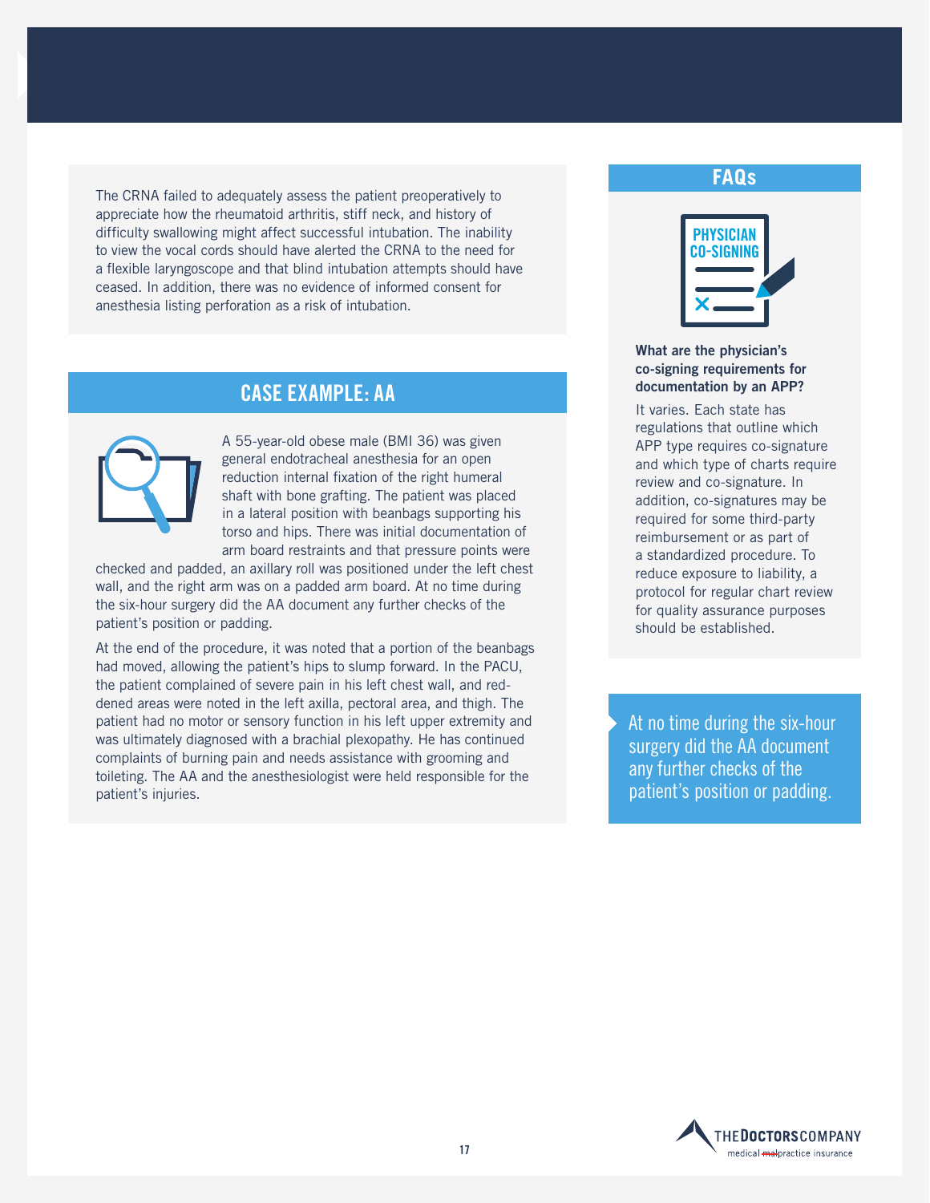The CRNA failed to adequately assess the patient preoperatively to appreciate how the rheumatoid arthritis, stiff neck, and history of difficulty swallowing might affect successful intubation. The inability to view the vocal cords should have alerted the CRNA to the need for a flexible laryngoscope and that blind intubation attempts should have ceased. In addition, there was no evidence of informed consent for anesthesia listing perforation as a risk of intubation.

## CASE EXAMPLE: AA

A 55-year-old obese male (BMI 36) was given general endotracheal anesthesia for an open reduction internal fixation of the right humeral shaft with bone grafting. The patient was placed in a lateral position with beanbags supporting his torso and hips. There was initial documentation of arm board restraints and that pressure points were checked and padded, an axillary roll was positioned under the left chest wall, and the right arm was on a padded arm board. At no time during the six-hour surgery did the AA document any further checks of the patient's position or padding.

At the end of the procedure, it was noted that a portion of the beanbags had moved, allowing the patient's hips to slump forward. In the PACU, the patient complained of severe pain in his left chest wall, and reddened areas were noted in the left axilla, pectoral area, and thigh. The patient had no motor or sensory function in his left upper extremity and was ultimately diagnosed with a brachial plexopathy. He has continued complaints of burning pain and needs assistance with grooming and toileting. The AA and the anesthesiologist were held responsible for the patient's injuries.

## FAQs

PHYSICIAN CO-SIGNING

**What are the physician's co-signing requirements for documentation by an APP?**

It varies. Each state has regulations that outline which APP type requires co-signature and which type of charts require review and co-signature. In addition, co-signatures may be required for some third-party reimbursement or as part of a standardized procedure. To reduce exposure to liability, a protocol for regular chart review for quality assurance purposes should be established.

> At no time during the six-hour surgery did the AA document any further checks of the patient's position or padding.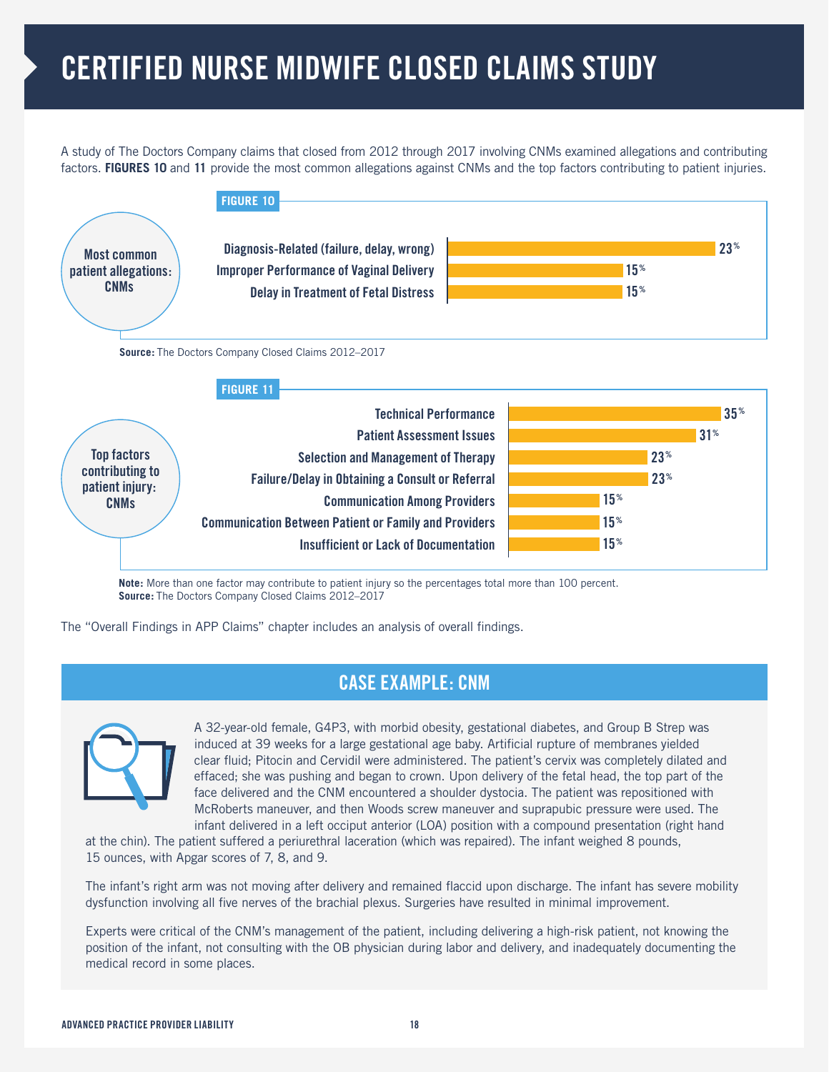# CERTIFIED NURSE MIDWIFE CLOSED CLAIMS STUDY

A study of The Doctors Company claims that closed from 2012 through 2017 involving CNMs examined allegations and contributing factors. **FIGURES 10** and **11** provide the most common allegations against CNMs and the top factors contributing to patient injuries.

**FIGURE 10**

**Most common patient allegations: CNMs**

| Allegation | Percent |
|---|---|
| Diagnosis-Related (failure, delay, wrong) | 23% |
| Improper Performance of Vaginal Delivery | 15% |
| Delay in Treatment of Fetal Distress | 15% |

**Source:** The Doctors Company Closed Claims 2012–2017

**FIGURE 11**

**Top factors contributing to patient injury: CNMs**

| Factor | Percent |
|---|---|
| Technical Performance | 35% |
| Patient Assessment Issues | 31% |
| Selection and Management of Therapy | 23% |
| Failure/Delay in Obtaining a Consult or Referral | 23% |
| Communication Among Providers | 15% |
| Communication Between Patient or Family and Providers | 15% |
| Insufficient or Lack of Documentation | 15% |

**Note:** More than one factor may contribute to patient injury so the percentages total more than 100 percent.
**Source:** The Doctors Company Closed Claims 2012–2017

The "Overall Findings in APP Claims" chapter includes an analysis of overall findings.

## CASE EXAMPLE: CNM

A 32-year-old female, G4P3, with morbid obesity, gestational diabetes, and Group B Strep was induced at 39 weeks for a large gestational age baby. Artificial rupture of membranes yielded clear fluid; Pitocin and Cervidil were administered. The patient's cervix was completely dilated and effaced; she was pushing and began to crown. Upon delivery of the fetal head, the top part of the face delivered and the CNM encountered a shoulder dystocia. The patient was repositioned with McRoberts maneuver, and then Woods screw maneuver and suprapubic pressure were used. The infant delivered in a left occiput anterior (LOA) position with a compound presentation (right hand at the chin). The patient suffered a periurethral laceration (which was repaired). The infant weighed 8 pounds, 15 ounces, with Apgar scores of 7, 8, and 9.

The infant's right arm was not moving after delivery and remained flaccid upon discharge. The infant has severe mobility dysfunction involving all five nerves of the brachial plexus. Surgeries have resulted in minimal improvement.

Experts were critical of the CNM's management of the patient, including delivering a high-risk patient, not knowing the position of the infant, not consulting with the OB physician during labor and delivery, and inadequately documenting the medical record in some places.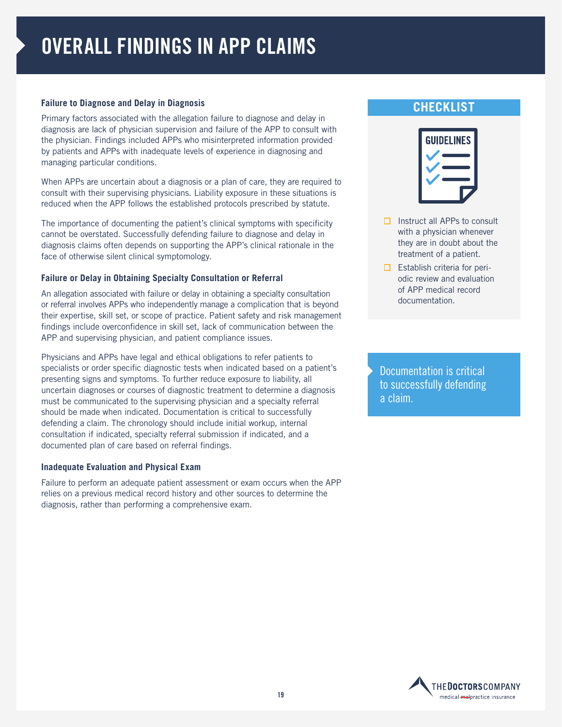# OVERALL FINDINGS IN APP CLAIMS

### Failure to Diagnose and Delay in Diagnosis

Primary factors associated with the allegation failure to diagnose and delay in diagnosis are lack of physician supervision and failure of the APP to consult with the physician. Findings included APPs who misinterpreted information provided by patients and APPs with inadequate levels of experience in diagnosing and managing particular conditions.

When APPs are uncertain about a diagnosis or a plan of care, they are required to consult with their supervising physicians. Liability exposure in these situations is reduced when the APP follows the established protocols prescribed by statute.

The importance of documenting the patient's clinical symptoms with specificity cannot be overstated. Successfully defending failure to diagnose and delay in diagnosis claims often depends on supporting the APP's clinical rationale in the face of otherwise silent clinical symptomology.

### Failure or Delay in Obtaining Specialty Consultation or Referral

An allegation associated with failure or delay in obtaining a specialty consultation or referral involves APPs who independently manage a complication that is beyond their expertise, skill set, or scope of practice. Patient safety and risk management findings include overconfidence in skill set, lack of communication between the APP and supervising physician, and patient compliance issues.

Physicians and APPs have legal and ethical obligations to refer patients to specialists or order specific diagnostic tests when indicated based on a patient's presenting signs and symptoms. To further reduce exposure to liability, all uncertain diagnoses or courses of diagnostic treatment to determine a diagnosis must be communicated to the supervising physician and a specialty referral should be made when indicated. Documentation is critical to successfully defending a claim. The chronology should include initial workup, internal consultation if indicated, specialty referral submission if indicated, and a documented plan of care based on referral findings.

### Inadequate Evaluation and Physical Exam

Failure to perform an adequate patient assessment or exam occurs when the APP relies on a previous medical record history and other sources to determine the diagnosis, rather than performing a comprehensive exam.

## CHECKLIST

GUIDELINES

- ☐ Instruct all APPs to consult with a physician whenever they are in doubt about the treatment of a patient.
- ☐ Establish criteria for periodic review and evaluation of APP medical record documentation.

> Documentation is critical to successfully defending a claim.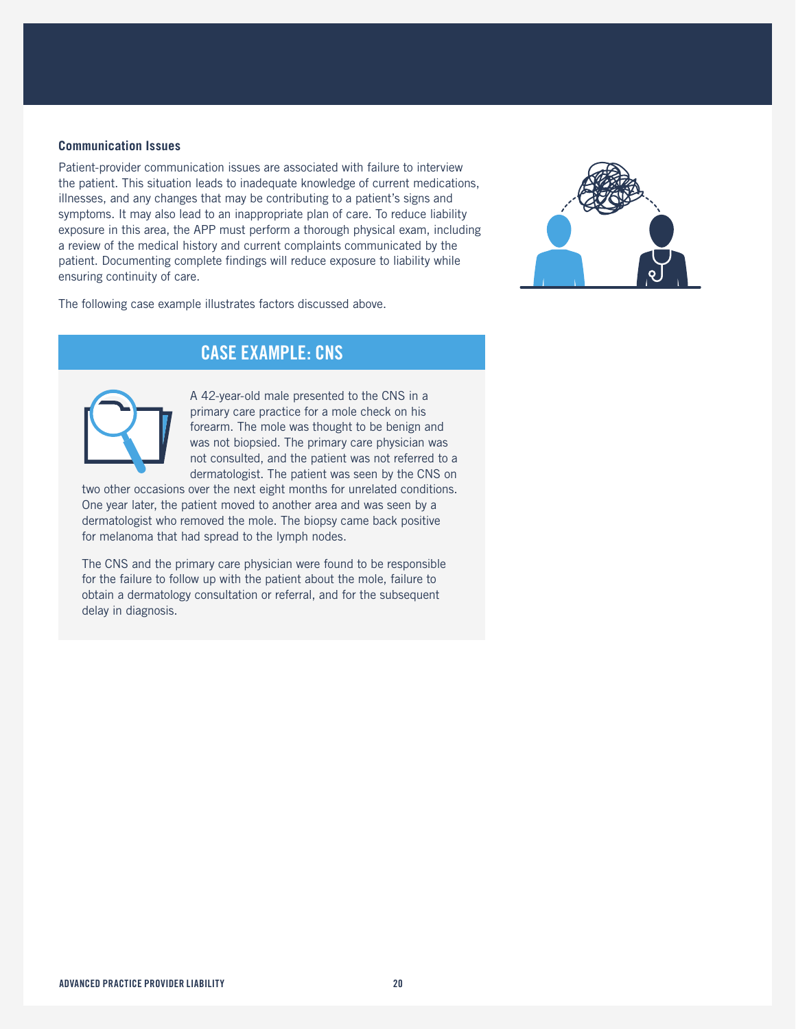### Communication Issues

Patient-provider communication issues are associated with failure to interview the patient. This situation leads to inadequate knowledge of current medications, illnesses, and any changes that may be contributing to a patient's signs and symptoms. It may also lead to an inappropriate plan of care. To reduce liability exposure in this area, the APP must perform a thorough physical exam, including a review of the medical history and current complaints communicated by the patient. Documenting complete findings will reduce exposure to liability while ensuring continuity of care.

The following case example illustrates factors discussed above.

## CASE EXAMPLE: CNS

A 42-year-old male presented to the CNS in a primary care practice for a mole check on his forearm. The mole was thought to be benign and was not biopsied. The primary care physician was not consulted, and the patient was not referred to a dermatologist. The patient was seen by the CNS on two other occasions over the next eight months for unrelated conditions. One year later, the patient moved to another area and was seen by a dermatologist who removed the mole. The biopsy came back positive for melanoma that had spread to the lymph nodes.

The CNS and the primary care physician were found to be responsible for the failure to follow up with the patient about the mole, failure to obtain a dermatology consultation or referral, and for the subsequent delay in diagnosis.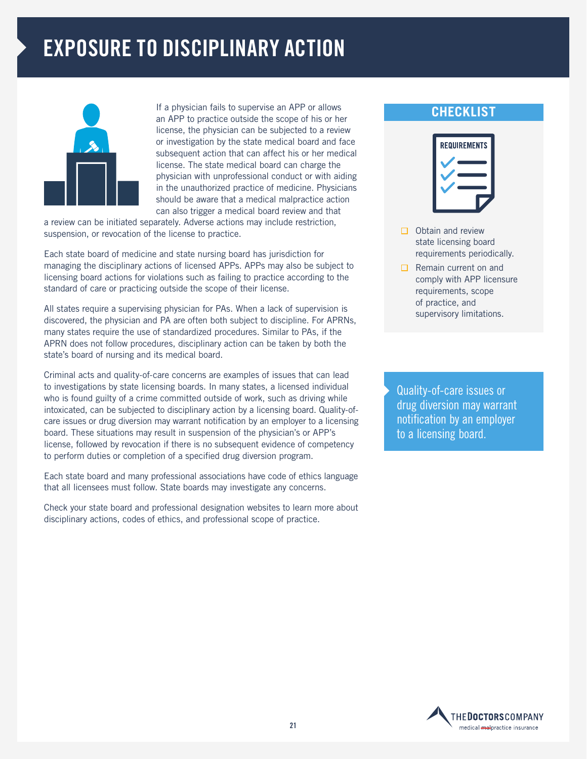# EXPOSURE TO DISCIPLINARY ACTION

If a physician fails to supervise an APP or allows an APP to practice outside the scope of his or her license, the physician can be subjected to a review or investigation by the state medical board and face subsequent action that can affect his or her medical license. The state medical board can charge the physician with unprofessional conduct or with aiding in the unauthorized practice of medicine. Physicians should be aware that a medical malpractice action can also trigger a medical board review and that a review can be initiated separately. Adverse actions may include restriction, suspension, or revocation of the license to practice.

Each state board of medicine and state nursing board has jurisdiction for managing the disciplinary actions of licensed APPs. APPs may also be subject to licensing board actions for violations such as failing to practice according to the standard of care or practicing outside the scope of their license.

All states require a supervising physician for PAs. When a lack of supervision is discovered, the physician and PA are often both subject to discipline. For APRNs, many states require the use of standardized procedures. Similar to PAs, if the APRN does not follow procedures, disciplinary action can be taken by both the state's board of nursing and its medical board.

Criminal acts and quality-of-care concerns are examples of issues that can lead to investigations by state licensing boards. In many states, a licensed individual who is found guilty of a crime committed outside of work, such as driving while intoxicated, can be subjected to disciplinary action by a licensing board. Quality-of-care issues or drug diversion may warrant notification by an employer to a licensing board. These situations may result in suspension of the physician's or APP's license, followed by revocation if there is no subsequent evidence of competency to perform duties or completion of a specified drug diversion program.

Each state board and many professional associations have code of ethics language that all licensees must follow. State boards may investigate any concerns.

Check your state board and professional designation websites to learn more about disciplinary actions, codes of ethics, and professional scope of practice.

## CHECKLIST

REQUIREMENTS

- ☐ Obtain and review state licensing board requirements periodically.
- ☐ Remain current on and comply with APP licensure requirements, scope of practice, and supervisory limitations.

Quality-of-care issues or drug diversion may warrant notification by an employer to a licensing board.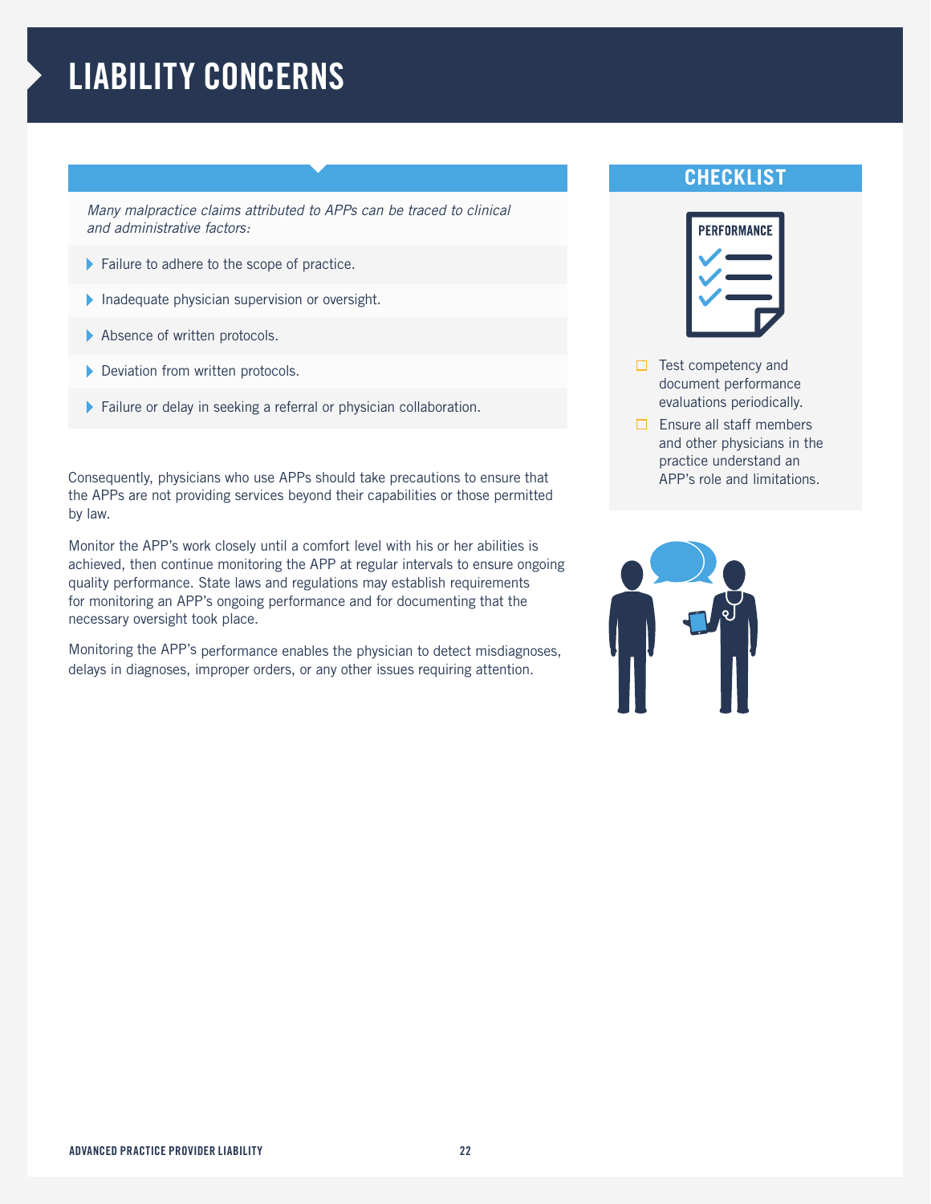# LIABILITY CONCERNS

*Many malpractice claims attributed to APPs can be traced to clinical and administrative factors:*

- Failure to adhere to the scope of practice.
- Inadequate physician supervision or oversight.
- Absence of written protocols.
- Deviation from written protocols.
- Failure or delay in seeking a referral or physician collaboration.

Consequently, physicians who use APPs should take precautions to ensure that the APPs are not providing services beyond their capabilities or those permitted by law.

Monitor the APP's work closely until a comfort level with his or her abilities is achieved, then continue monitoring the APP at regular intervals to ensure ongoing quality performance. State laws and regulations may establish requirements for monitoring an APP's ongoing performance and for documenting that the necessary oversight took place.

Monitoring the APP's performance enables the physician to detect misdiagnoses, delays in diagnoses, improper orders, or any other issues requiring attention.

## CHECKLIST

PERFORMANCE

- ☐ Test competency and document performance evaluations periodically.
- ☐ Ensure all staff members and other physicians in the practice understand an APP's role and limitations.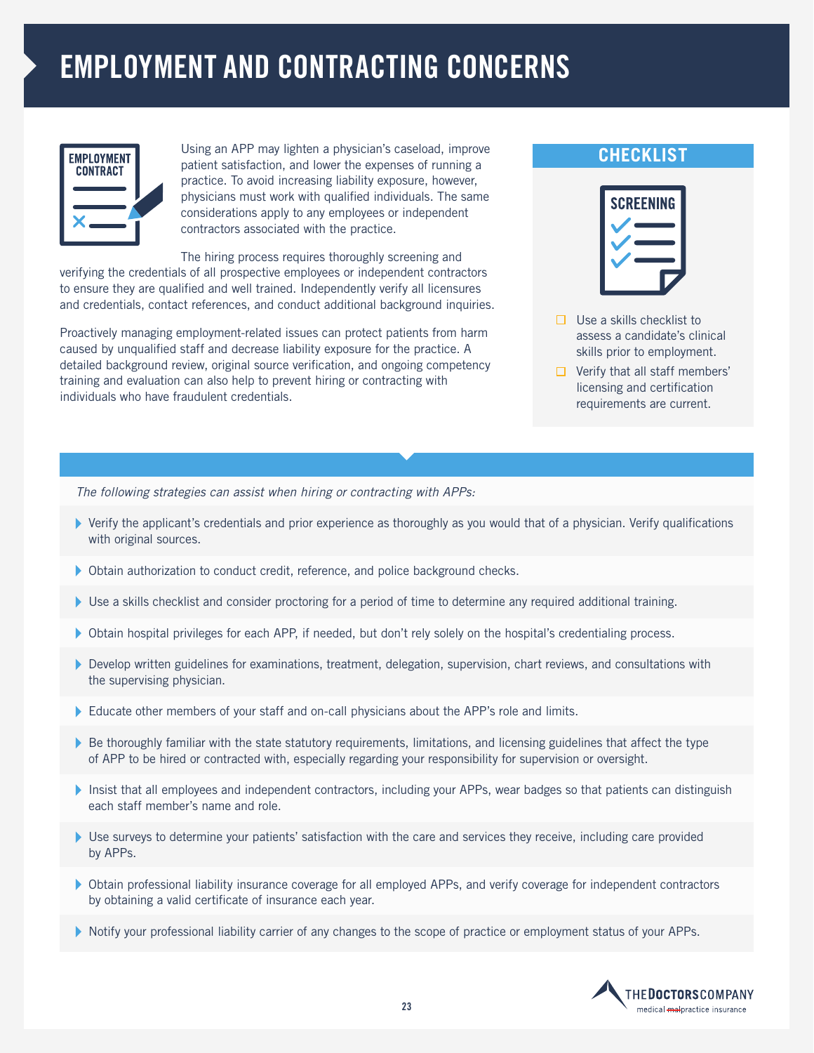# EMPLOYMENT AND CONTRACTING CONCERNS

Using an APP may lighten a physician's caseload, improve patient satisfaction, and lower the expenses of running a practice. To avoid increasing liability exposure, however, physicians must work with qualified individuals. The same considerations apply to any employees or independent contractors associated with the practice.

The hiring process requires thoroughly screening and verifying the credentials of all prospective employees or independent contractors to ensure they are qualified and well trained. Independently verify all licensures and credentials, contact references, and conduct additional background inquiries.

Proactively managing employment-related issues can protect patients from harm caused by unqualified staff and decrease liability exposure for the practice. A detailed background review, original source verification, and ongoing competency training and evaluation can also help to prevent hiring or contracting with individuals who have fraudulent credentials.

## CHECKLIST

- ☐ Use a skills checklist to assess a candidate's clinical skills prior to employment.
- ☐ Verify that all staff members' licensing and certification requirements are current.

*The following strategies can assist when hiring or contracting with APPs:*

- Verify the applicant's credentials and prior experience as thoroughly as you would that of a physician. Verify qualifications with original sources.
- Obtain authorization to conduct credit, reference, and police background checks.
- Use a skills checklist and consider proctoring for a period of time to determine any required additional training.
- Obtain hospital privileges for each APP, if needed, but don't rely solely on the hospital's credentialing process.
- Develop written guidelines for examinations, treatment, delegation, supervision, chart reviews, and consultations with the supervising physician.
- Educate other members of your staff and on-call physicians about the APP's role and limits.
- Be thoroughly familiar with the state statutory requirements, limitations, and licensing guidelines that affect the type of APP to be hired or contracted with, especially regarding your responsibility for supervision or oversight.
- Insist that all employees and independent contractors, including your APPs, wear badges so that patients can distinguish each staff member's name and role.
- Use surveys to determine your patients' satisfaction with the care and services they receive, including care provided by APPs.
- Obtain professional liability insurance coverage for all employed APPs, and verify coverage for independent contractors by obtaining a valid certificate of insurance each year.
- Notify your professional liability carrier of any changes to the scope of practice or employment status of your APPs.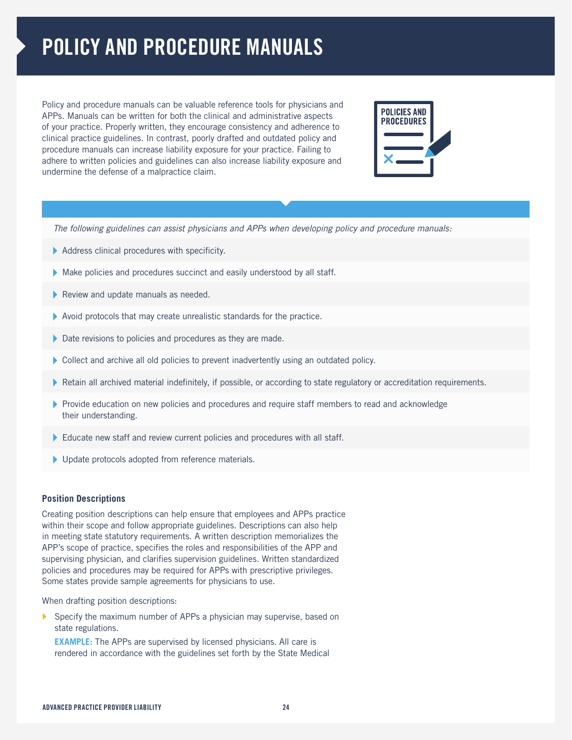# POLICY AND PROCEDURE MANUALS

Policy and procedure manuals can be valuable reference tools for physicians and APPs. Manuals can be written for both the clinical and administrative aspects of your practice. Properly written, they encourage consistency and adherence to clinical practice guidelines. In contrast, poorly drafted and outdated policy and procedure manuals can increase liability exposure for your practice. Failing to adhere to written policies and guidelines can also increase liability exposure and undermine the defense of a malpractice claim.

*The following guidelines can assist physicians and APPs when developing policy and procedure manuals:*

- Address clinical procedures with specificity.
- Make policies and procedures succinct and easily understood by all staff.
- Review and update manuals as needed.
- Avoid protocols that may create unrealistic standards for the practice.
- Date revisions to policies and procedures as they are made.
- Collect and archive all old policies to prevent inadvertently using an outdated policy.
- Retain all archived material indefinitely, if possible, or according to state regulatory or accreditation requirements.
- Provide education on new policies and procedures and require staff members to read and acknowledge their understanding.
- Educate new staff and review current policies and procedures with all staff.
- Update protocols adopted from reference materials.

### Position Descriptions

Creating position descriptions can help ensure that employees and APPs practice within their scope and follow appropriate guidelines. Descriptions can also help in meeting state statutory requirements. A written description memorializes the APP's scope of practice, specifies the roles and responsibilities of the APP and supervising physician, and clarifies supervision guidelines. Written standardized policies and procedures may be required for APPs with prescriptive privileges. Some states provide sample agreements for physicians to use.

When drafting position descriptions:

- Specify the maximum number of APPs a physician may supervise, based on state regulations.

  **EXAMPLE:** The APPs are supervised by licensed physicians. All care is rendered in accordance with the guidelines set forth by the State Medical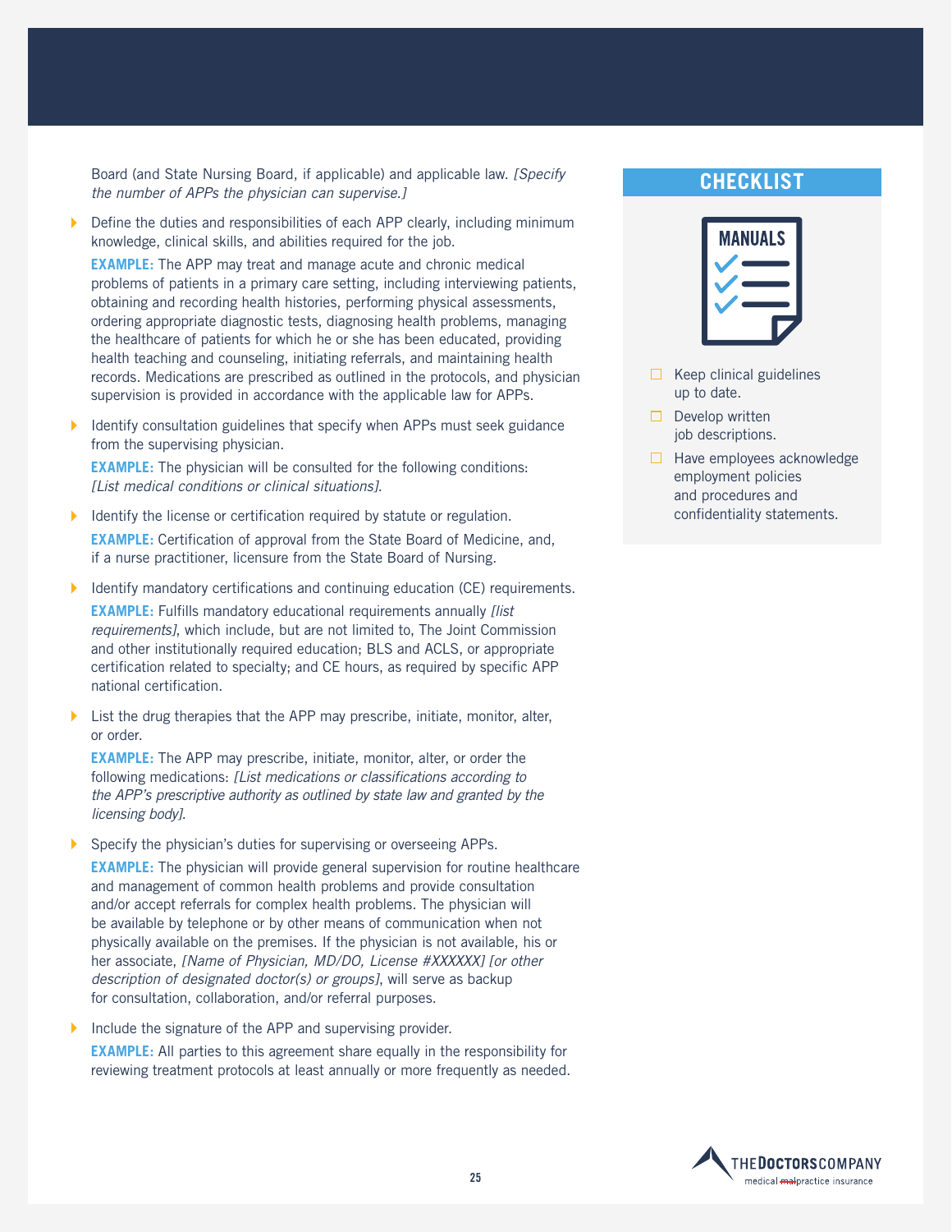Board (and State Nursing Board, if applicable) and applicable law. *[Specify the number of APPs the physician can supervise.]*

- Define the duties and responsibilities of each APP clearly, including minimum knowledge, clinical skills, and abilities required for the job.

  **EXAMPLE:** The APP may treat and manage acute and chronic medical problems of patients in a primary care setting, including interviewing patients, obtaining and recording health histories, performing physical assessments, ordering appropriate diagnostic tests, diagnosing health problems, managing the healthcare of patients for which he or she has been educated, providing health teaching and counseling, initiating referrals, and maintaining health records. Medications are prescribed as outlined in the protocols, and physician supervision is provided in accordance with the applicable law for APPs.

- Identify consultation guidelines that specify when APPs must seek guidance from the supervising physician.

  **EXAMPLE:** The physician will be consulted for the following conditions: *[List medical conditions or clinical situations]*.

- Identify the license or certification required by statute or regulation.

  **EXAMPLE:** Certification of approval from the State Board of Medicine, and, if a nurse practitioner, licensure from the State Board of Nursing.

- Identify mandatory certifications and continuing education (CE) requirements.

  **EXAMPLE:** Fulfills mandatory educational requirements annually *[list requirements]*, which include, but are not limited to, The Joint Commission and other institutionally required education; BLS and ACLS, or appropriate certification related to specialty; and CE hours, as required by specific APP national certification.

- List the drug therapies that the APP may prescribe, initiate, monitor, alter, or order.

  **EXAMPLE:** The APP may prescribe, initiate, monitor, alter, or order the following medications: *[List medications or classifications according to the APP's prescriptive authority as outlined by state law and granted by the licensing body]*.

- Specify the physician's duties for supervising or overseeing APPs.

  **EXAMPLE:** The physician will provide general supervision for routine healthcare and management of common health problems and provide consultation and/or accept referrals for complex health problems. The physician will be available by telephone or by other means of communication when not physically available on the premises. If the physician is not available, his or her associate, *[Name of Physician, MD/DO, License #XXXXXX] [or other description of designated doctor(s) or groups]*, will serve as backup for consultation, collaboration, and/or referral purposes.

- Include the signature of the APP and supervising provider.

  **EXAMPLE:** All parties to this agreement share equally in the responsibility for reviewing treatment protocols at least annually or more frequently as needed.

## CHECKLIST

**MANUALS**

- ☐ Keep clinical guidelines up to date.
- ☐ Develop written job descriptions.
- ☐ Have employees acknowledge employment policies and procedures and confidentiality statements.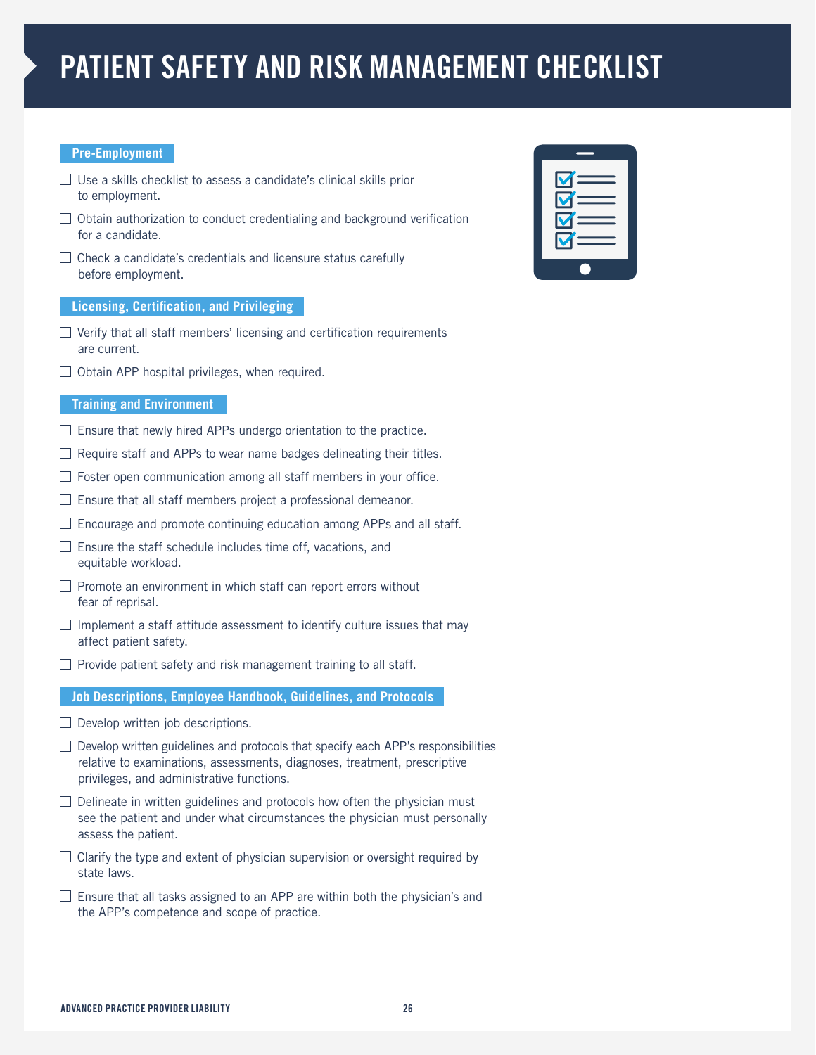# PATIENT SAFETY AND RISK MANAGEMENT CHECKLIST

## Pre-Employment

- [ ] Use a skills checklist to assess a candidate's clinical skills prior to employment.
- [ ] Obtain authorization to conduct credentialing and background verification for a candidate.
- [ ] Check a candidate's credentials and licensure status carefully before employment.

## Licensing, Certification, and Privileging

- [ ] Verify that all staff members' licensing and certification requirements are current.
- [ ] Obtain APP hospital privileges, when required.

## Training and Environment

- [ ] Ensure that newly hired APPs undergo orientation to the practice.
- [ ] Require staff and APPs to wear name badges delineating their titles.
- [ ] Foster open communication among all staff members in your office.
- [ ] Ensure that all staff members project a professional demeanor.
- [ ] Encourage and promote continuing education among APPs and all staff.
- [ ] Ensure the staff schedule includes time off, vacations, and equitable workload.
- [ ] Promote an environment in which staff can report errors without fear of reprisal.
- [ ] Implement a staff attitude assessment to identify culture issues that may affect patient safety.
- [ ] Provide patient safety and risk management training to all staff.

## Job Descriptions, Employee Handbook, Guidelines, and Protocols

- [ ] Develop written job descriptions.
- [ ] Develop written guidelines and protocols that specify each APP's responsibilities relative to examinations, assessments, diagnoses, treatment, prescriptive privileges, and administrative functions.
- [ ] Delineate in written guidelines and protocols how often the physician must see the patient and under what circumstances the physician must personally assess the patient.
- [ ] Clarify the type and extent of physician supervision or oversight required by state laws.
- [ ] Ensure that all tasks assigned to an APP are within both the physician's and the APP's competence and scope of practice.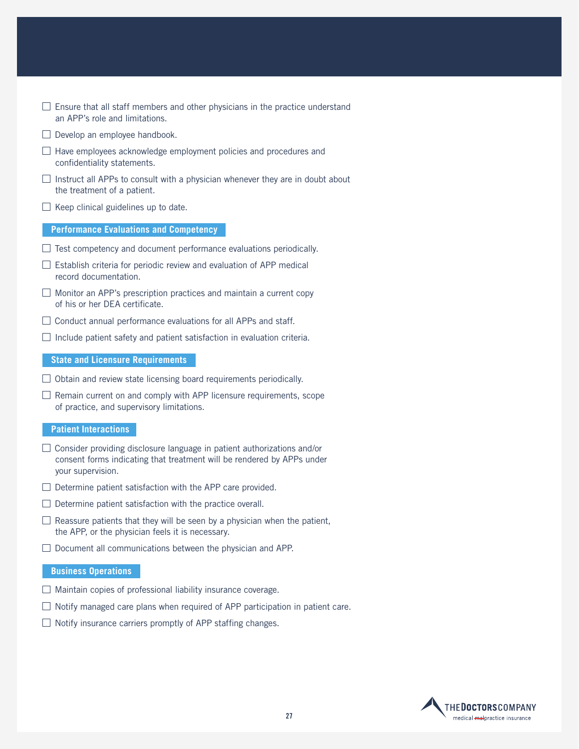- [ ] Ensure that all staff members and other physicians in the practice understand an APP's role and limitations.
- [ ] Develop an employee handbook.
- [ ] Have employees acknowledge employment policies and procedures and confidentiality statements.
- [ ] Instruct all APPs to consult with a physician whenever they are in doubt about the treatment of a patient.
- [ ] Keep clinical guidelines up to date.

### Performance Evaluations and Competency

- [ ] Test competency and document performance evaluations periodically.
- [ ] Establish criteria for periodic review and evaluation of APP medical record documentation.
- [ ] Monitor an APP's prescription practices and maintain a current copy of his or her DEA certificate.
- [ ] Conduct annual performance evaluations for all APPs and staff.
- [ ] Include patient safety and patient satisfaction in evaluation criteria.

### State and Licensure Requirements

- [ ] Obtain and review state licensing board requirements periodically.
- [ ] Remain current on and comply with APP licensure requirements, scope of practice, and supervisory limitations.

### Patient Interactions

- [ ] Consider providing disclosure language in patient authorizations and/or consent forms indicating that treatment will be rendered by APPs under your supervision.
- [ ] Determine patient satisfaction with the APP care provided.
- [ ] Determine patient satisfaction with the practice overall.
- [ ] Reassure patients that they will be seen by a physician when the patient, the APP, or the physician feels it is necessary.
- [ ] Document all communications between the physician and APP.

### Business Operations

- [ ] Maintain copies of professional liability insurance coverage.
- [ ] Notify managed care plans when required of APP participation in patient care.
- [ ] Notify insurance carriers promptly of APP staffing changes.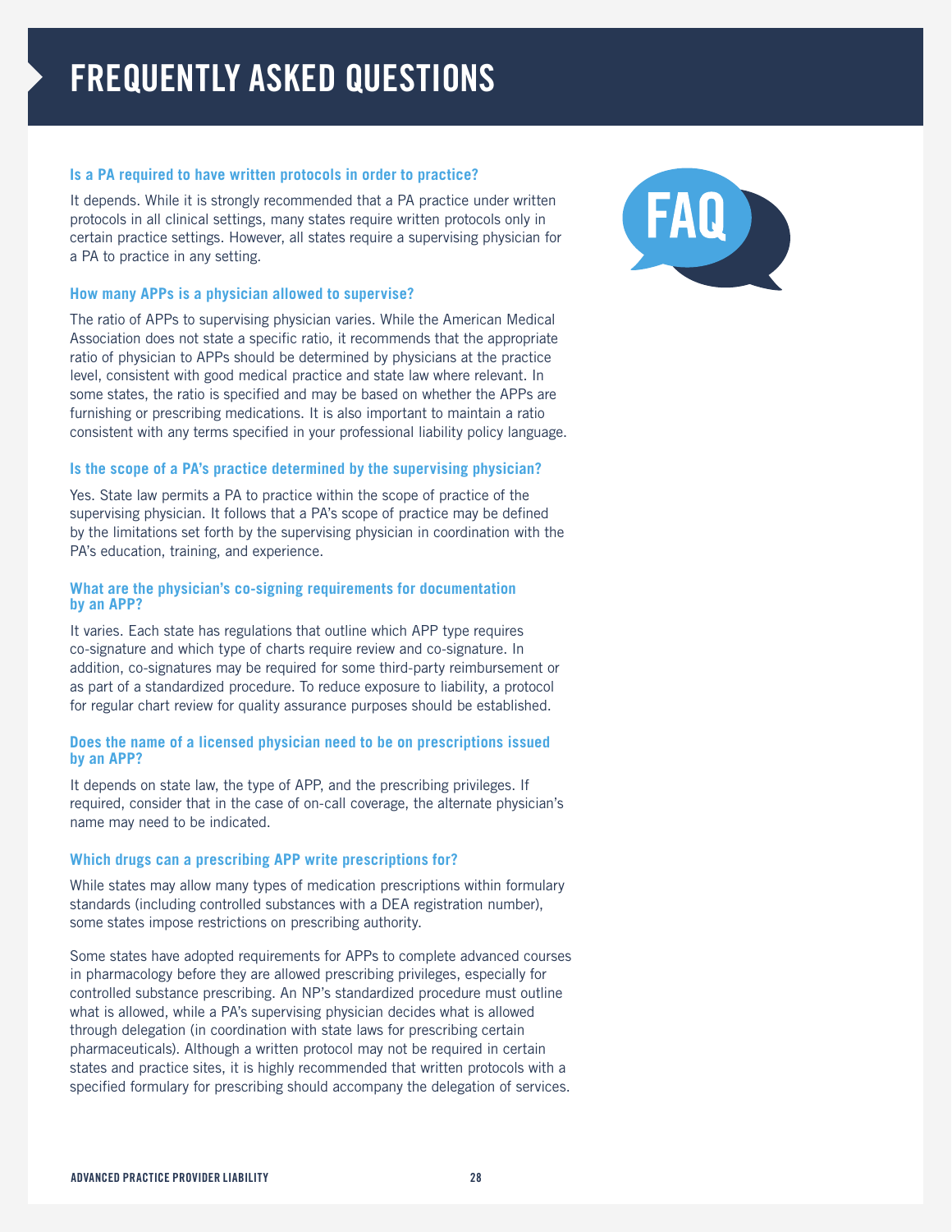# FREQUENTLY ASKED QUESTIONS

### Is a PA required to have written protocols in order to practice?

It depends. While it is strongly recommended that a PA practice under written protocols in all clinical settings, many states require written protocols only in certain practice settings. However, all states require a supervising physician for a PA to practice in any setting.

### How many APPs is a physician allowed to supervise?

The ratio of APPs to supervising physician varies. While the American Medical Association does not state a specific ratio, it recommends that the appropriate ratio of physician to APPs should be determined by physicians at the practice level, consistent with good medical practice and state law where relevant. In some states, the ratio is specified and may be based on whether the APPs are furnishing or prescribing medications. It is also important to maintain a ratio consistent with any terms specified in your professional liability policy language.

### Is the scope of a PA's practice determined by the supervising physician?

Yes. State law permits a PA to practice within the scope of practice of the supervising physician. It follows that a PA's scope of practice may be defined by the limitations set forth by the supervising physician in coordination with the PA's education, training, and experience.

### What are the physician's co-signing requirements for documentation by an APP?

It varies. Each state has regulations that outline which APP type requires co-signature and which type of charts require review and co-signature. In addition, co-signatures may be required for some third-party reimbursement or as part of a standardized procedure. To reduce exposure to liability, a protocol for regular chart review for quality assurance purposes should be established.

### Does the name of a licensed physician need to be on prescriptions issued by an APP?

It depends on state law, the type of APP, and the prescribing privileges. If required, consider that in the case of on-call coverage, the alternate physician's name may need to be indicated.

### Which drugs can a prescribing APP write prescriptions for?

While states may allow many types of medication prescriptions within formulary standards (including controlled substances with a DEA registration number), some states impose restrictions on prescribing authority.

Some states have adopted requirements for APPs to complete advanced courses in pharmacology before they are allowed prescribing privileges, especially for controlled substance prescribing. An NP's standardized procedure must outline what is allowed, while a PA's supervising physician decides what is allowed through delegation (in coordination with state laws for prescribing certain pharmaceuticals). Although a written protocol may not be required in certain states and practice sites, it is highly recommended that written protocols with a specified formulary for prescribing should accompany the delegation of services.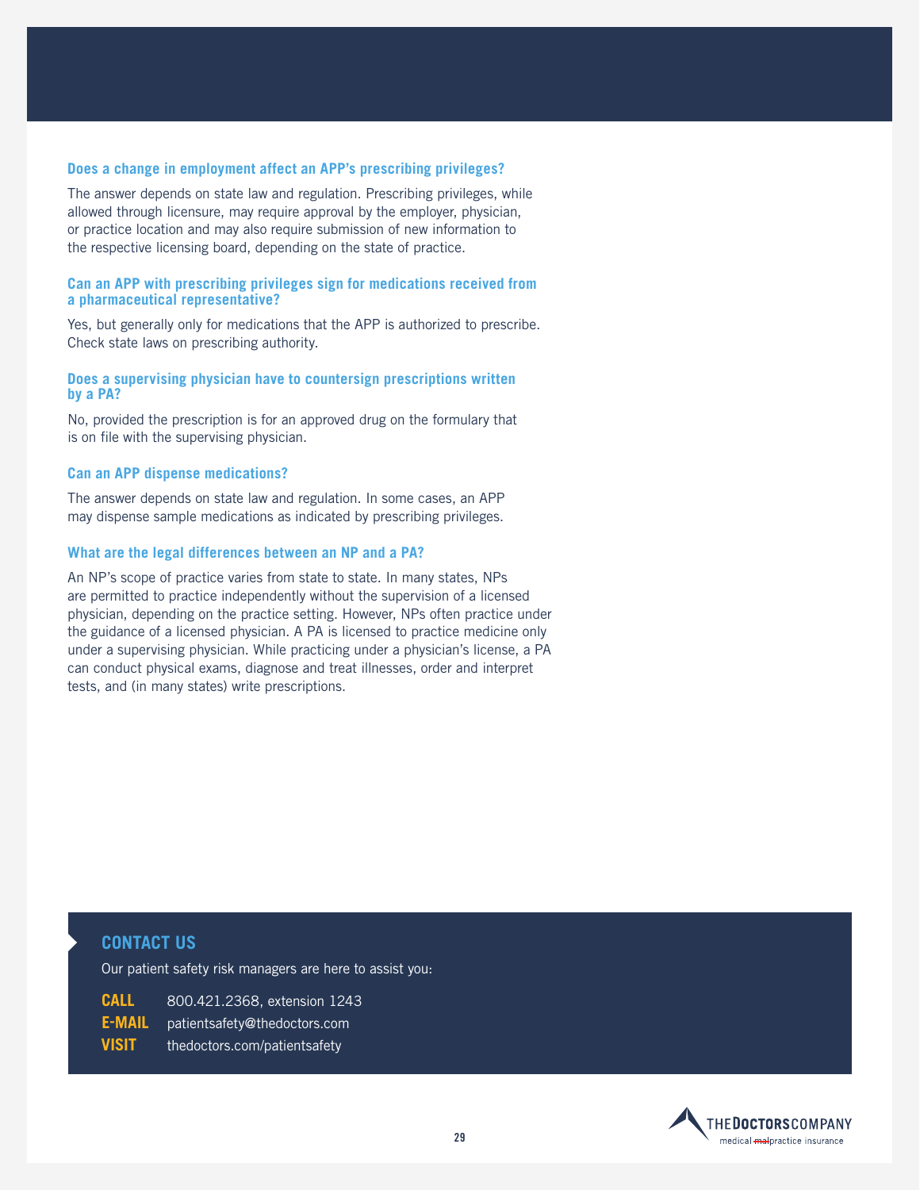### Does a change in employment affect an APP's prescribing privileges?

The answer depends on state law and regulation. Prescribing privileges, while allowed through licensure, may require approval by the employer, physician, or practice location and may also require submission of new information to the respective licensing board, depending on the state of practice.

### Can an APP with prescribing privileges sign for medications received from a pharmaceutical representative?

Yes, but generally only for medications that the APP is authorized to prescribe. Check state laws on prescribing authority.

### Does a supervising physician have to countersign prescriptions written by a PA?

No, provided the prescription is for an approved drug on the formulary that is on file with the supervising physician.

### Can an APP dispense medications?

The answer depends on state law and regulation. In some cases, an APP may dispense sample medications as indicated by prescribing privileges.

### What are the legal differences between an NP and a PA?

An NP's scope of practice varies from state to state. In many states, NPs are permitted to practice independently without the supervision of a licensed physician, depending on the practice setting. However, NPs often practice under the guidance of a licensed physician. A PA is licensed to practice medicine only under a supervising physician. While practicing under a physician's license, a PA can conduct physical exams, diagnose and treat illnesses, order and interpret tests, and (in many states) write prescriptions.

## CONTACT US

Our patient safety risk managers are here to assist you:

**CALL** 800.421.2368, extension 1243

**E-MAIL** patientsafety@thedoctors.com

**VISIT** thedoctors.com/patientsafety

THE DOCTORS COMPANY
medical ~~mal~~practice insurance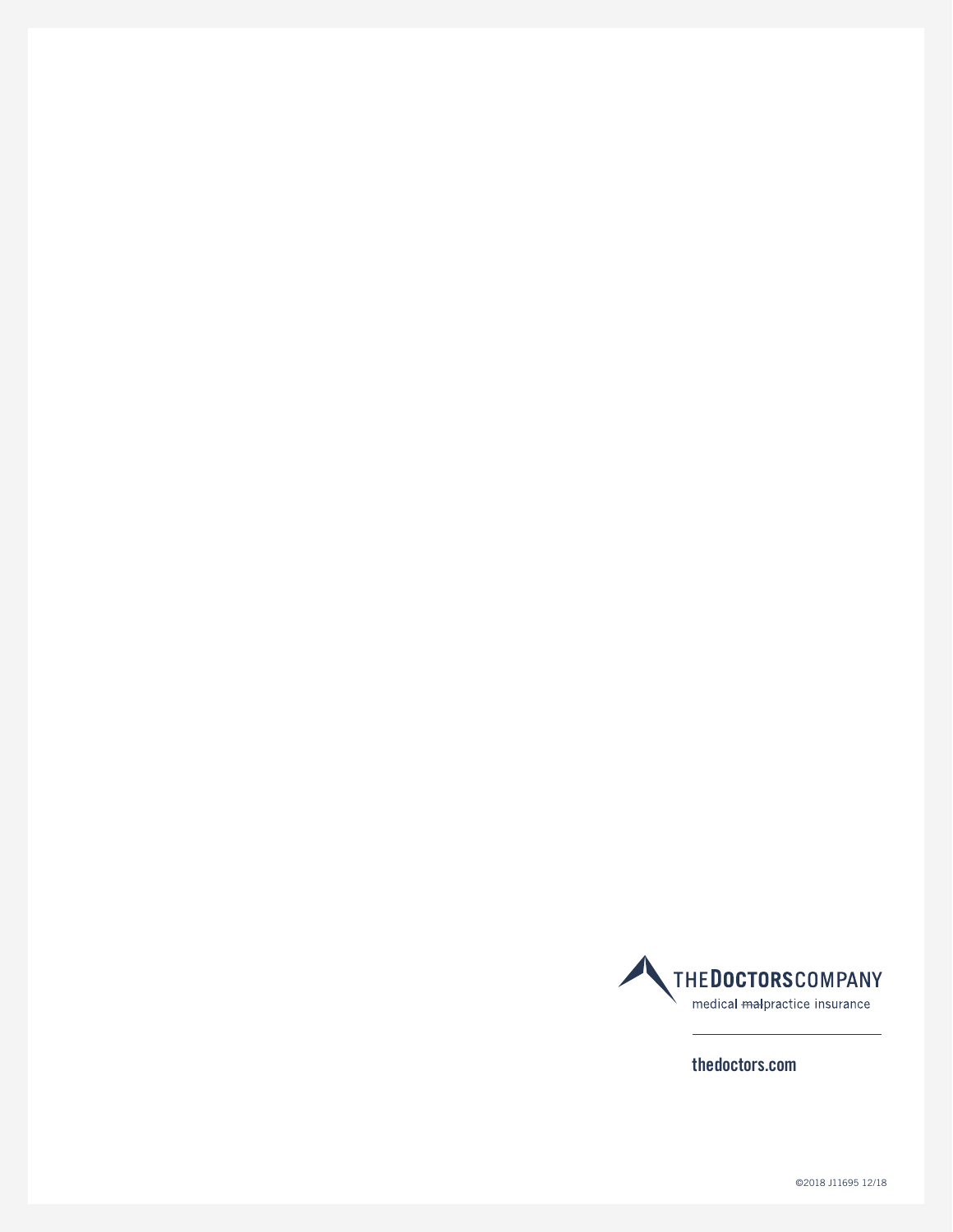THE DOCTORS COMPANY

medical ~~mal~~practice insurance

thedoctors.com

©2018 J11695 12/18